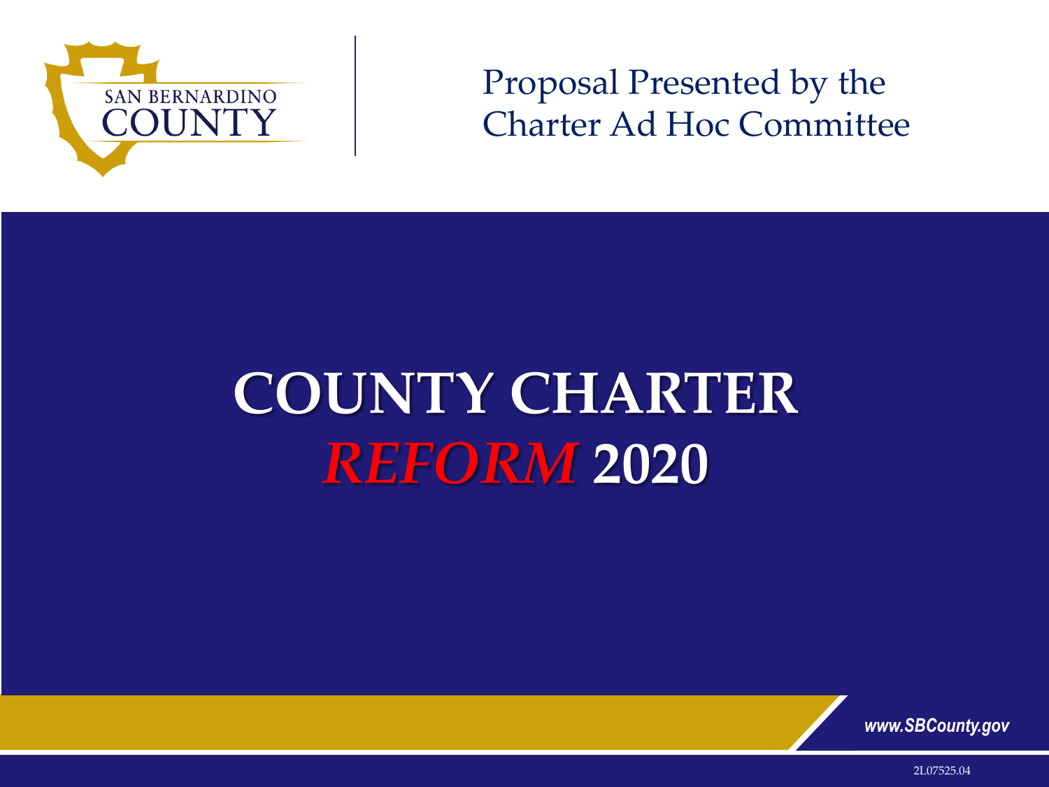SAN BERNARDINO COUNTY

Proposal Presented by the Charter Ad Hoc Committee

# COUNTY CHARTER *REFORM* 2020

www.SBCounty.gov

2L07525.04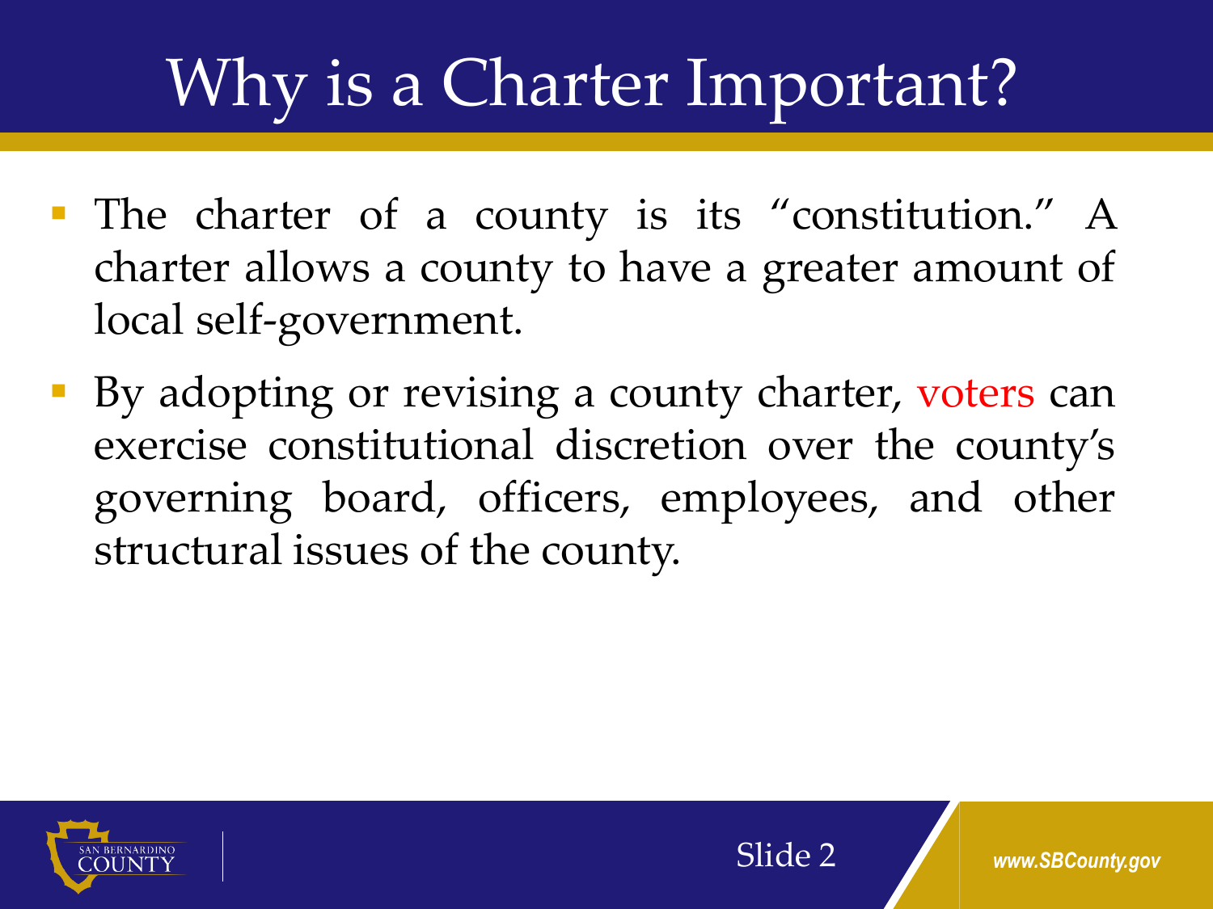# Why is a Charter Important?

- The charter of a county is its “constitution.” A charter allows a county to have a greater amount of local self-government.
- By adopting or revising a county charter, voters can exercise constitutional discretion over the county’s governing board, officers, employees, and other structural issues of the county.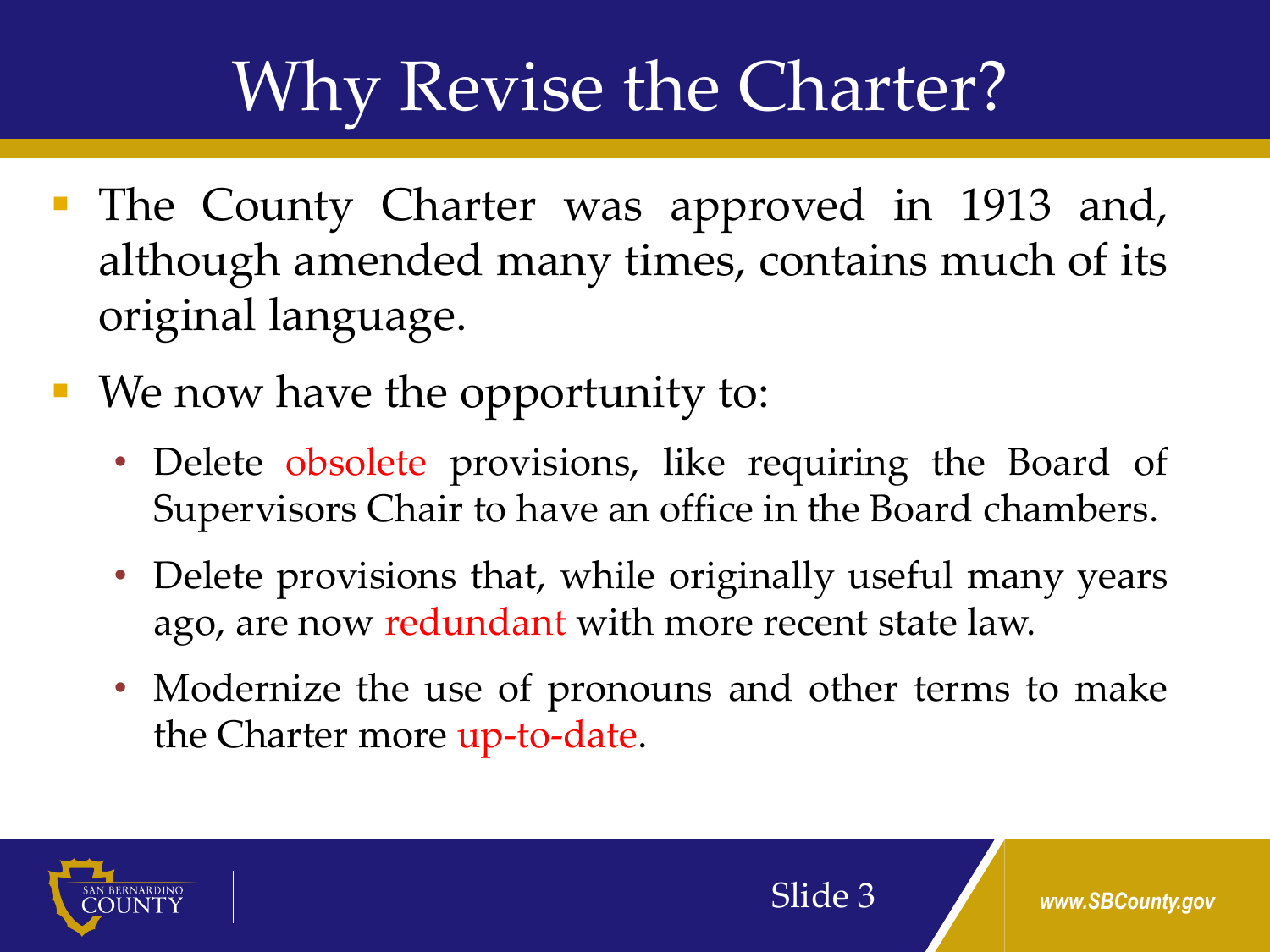# Why Revise the Charter?

- The County Charter was approved in 1913 and, although amended many times, contains much of its original language.
- We now have the opportunity to:
  - Delete obsolete provisions, like requiring the Board of Supervisors Chair to have an office in the Board chambers.
  - Delete provisions that, while originally useful many years ago, are now redundant with more recent state law.
  - Modernize the use of pronouns and other terms to make the Charter more up-to-date.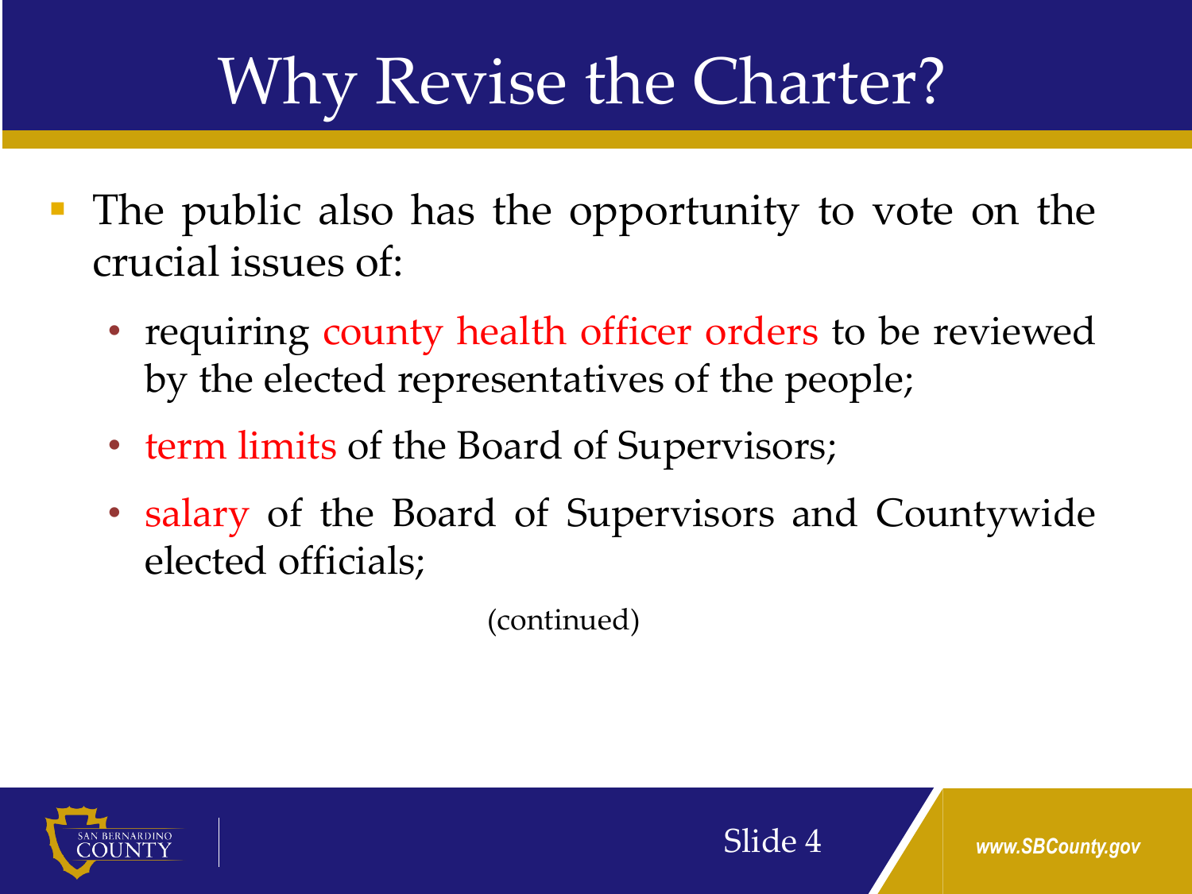# Why Revise the Charter?

- The public also has the opportunity to vote on the crucial issues of:
  - requiring county health officer orders to be reviewed by the elected representatives of the people;
  - term limits of the Board of Supervisors;
  - salary of the Board of Supervisors and Countywide elected officials;

(continued)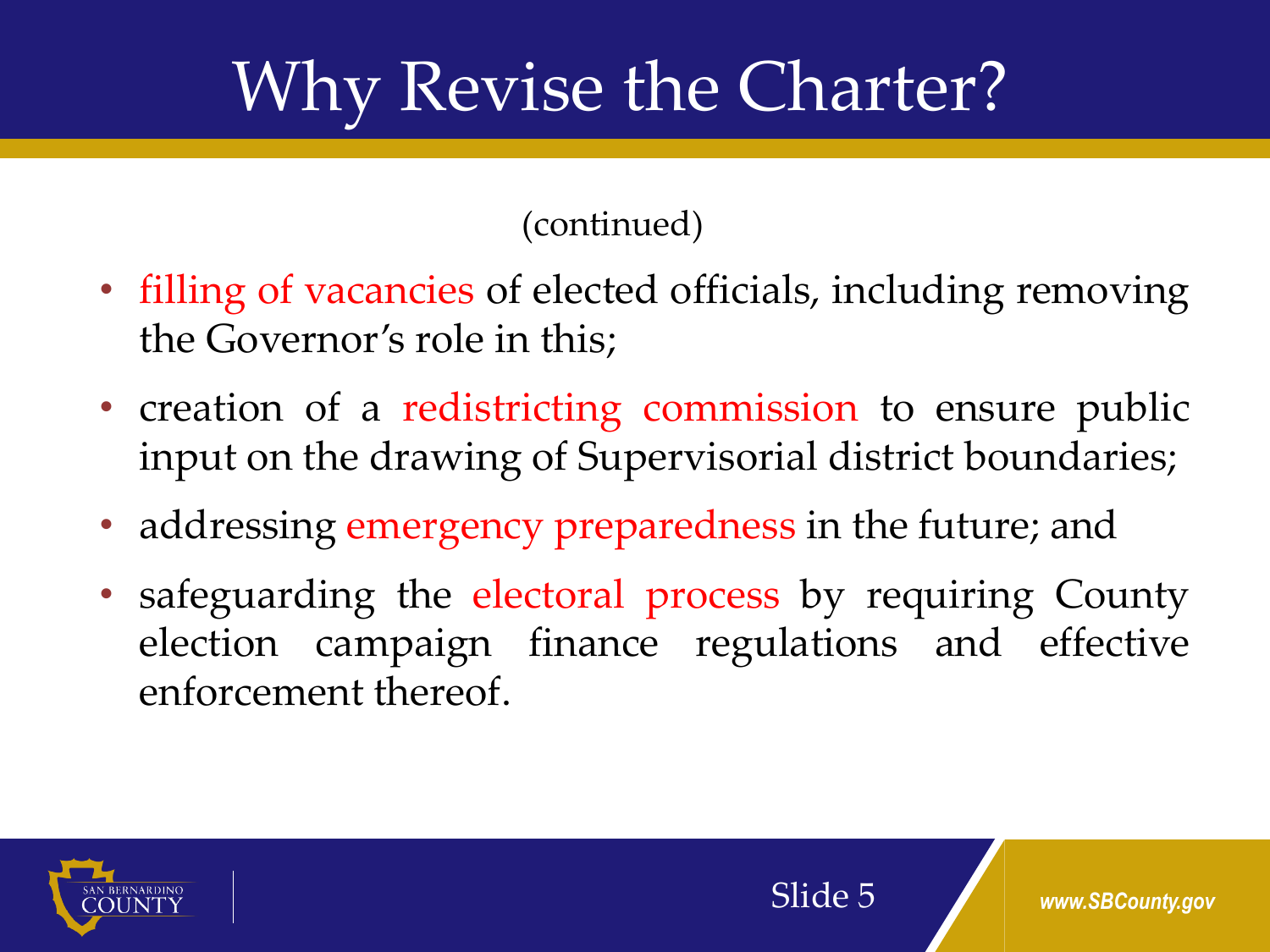# Why Revise the Charter?

(continued)

- filling of vacancies of elected officials, including removing the Governor's role in this;
- creation of a redistricting commission to ensure public input on the drawing of Supervisorial district boundaries;
- addressing emergency preparedness in the future; and
- safeguarding the electoral process by requiring County election campaign finance regulations and effective enforcement thereof.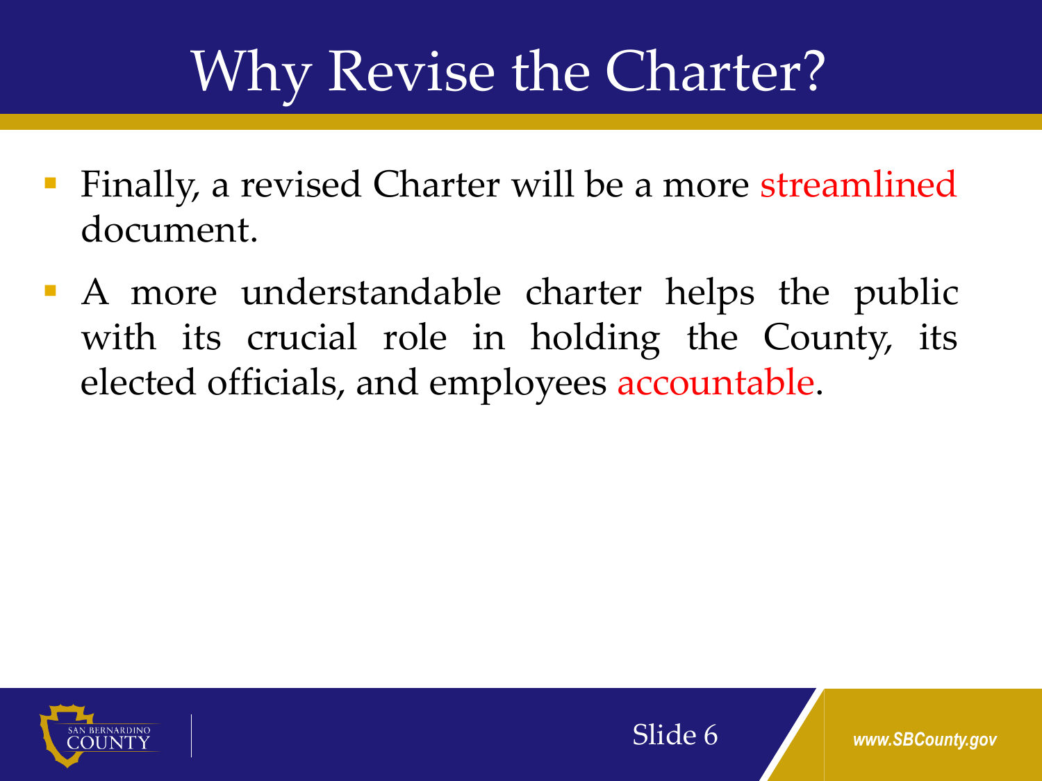# Why Revise the Charter?

- Finally, a revised Charter will be a more streamlined document.
- A more understandable charter helps the public with its crucial role in holding the County, its elected officials, and employees accountable.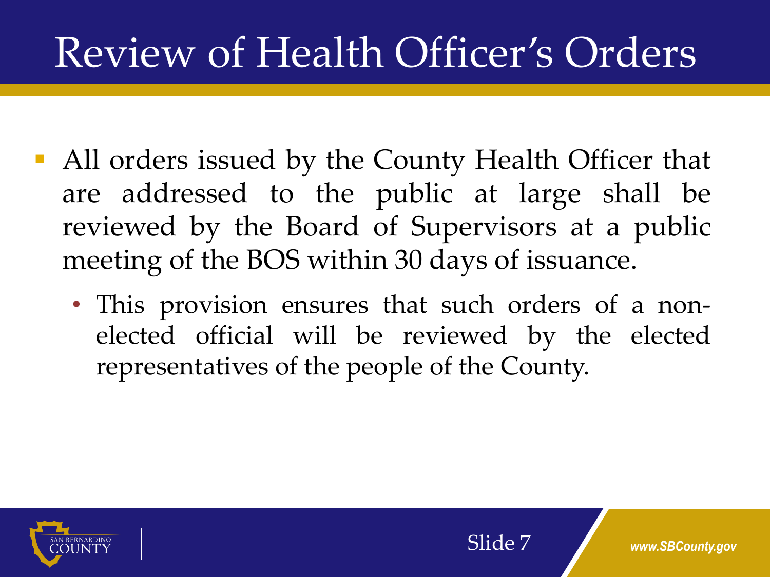# Review of Health Officer's Orders

- All orders issued by the County Health Officer that are addressed to the public at large shall be reviewed by the Board of Supervisors at a public meeting of the BOS within 30 days of issuance.
  - This provision ensures that such orders of a non-elected official will be reviewed by the elected representatives of the people of the County.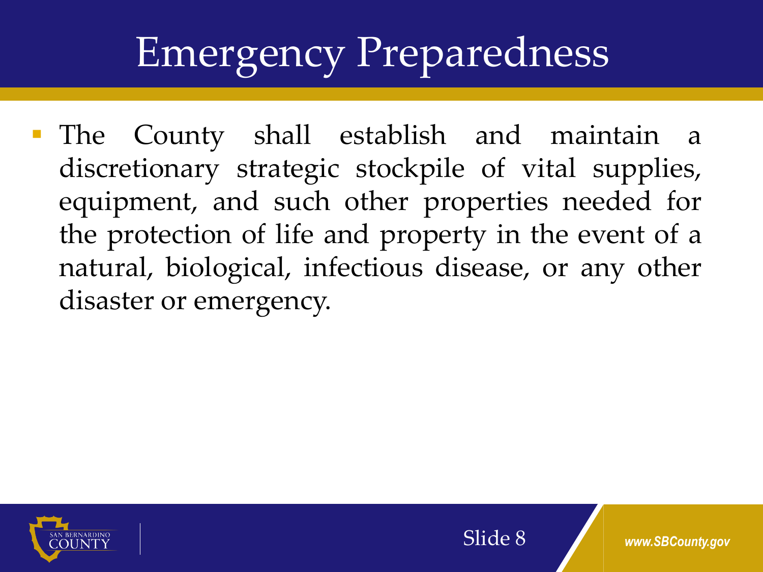# Emergency Preparedness

- The County shall establish and maintain a discretionary strategic stockpile of vital supplies, equipment, and such other properties needed for the protection of life and property in the event of a natural, biological, infectious disease, or any other disaster or emergency.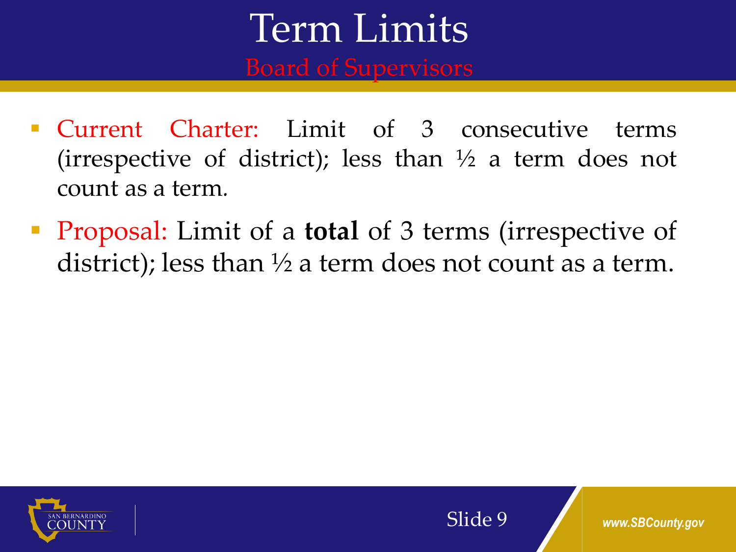# Term Limits

## Board of Supervisors

- Current Charter: Limit of 3 consecutive terms (irrespective of district); less than ½ a term does not count as a term.
- Proposal: Limit of a **total** of 3 terms (irrespective of district); less than ½ a term does not count as a term.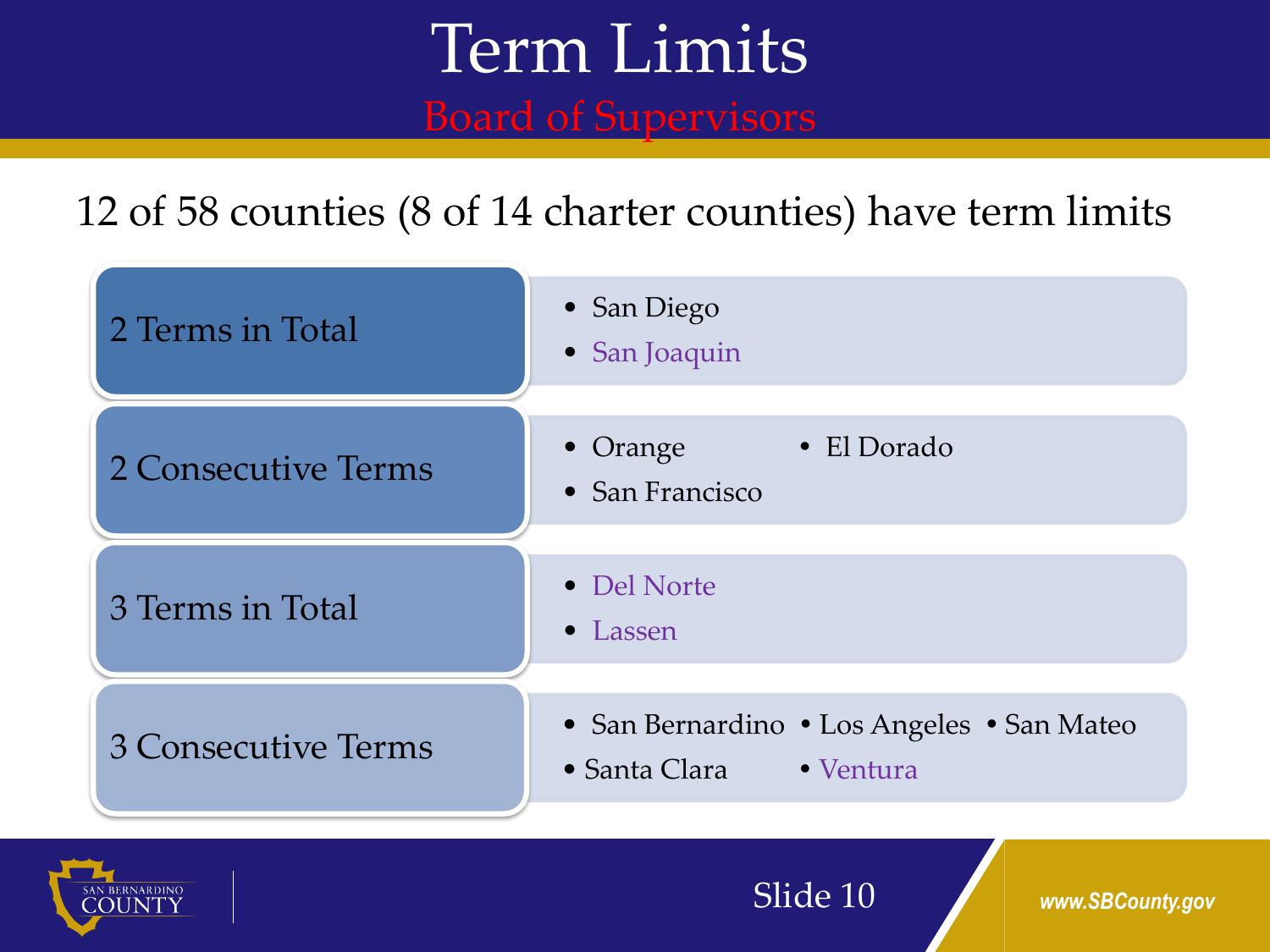# Term Limits

## Board of Supervisors

12 of 58 counties (8 of 14 charter counties) have term limits

| | |
|---|---|
| 2 Terms in Total | • San Diego<br>• San Joaquin |
| 2 Consecutive Terms | • Orange<br>• El Dorado<br>• San Francisco |
| 3 Terms in Total | • Del Norte<br>• Lassen |
| 3 Consecutive Terms | • San Bernardino<br>• Los Angeles<br>• San Mateo<br>• Santa Clara<br>• Ventura |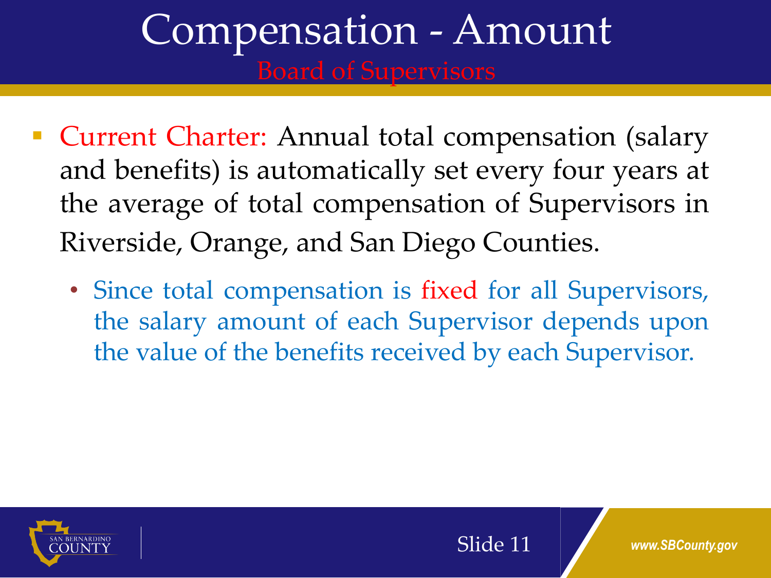# Compensation - Amount

## Board of Supervisors

- Current Charter: Annual total compensation (salary and benefits) is automatically set every four years at the average of total compensation of Supervisors in Riverside, Orange, and San Diego Counties.
  - Since total compensation is fixed for all Supervisors, the salary amount of each Supervisor depends upon the value of the benefits received by each Supervisor.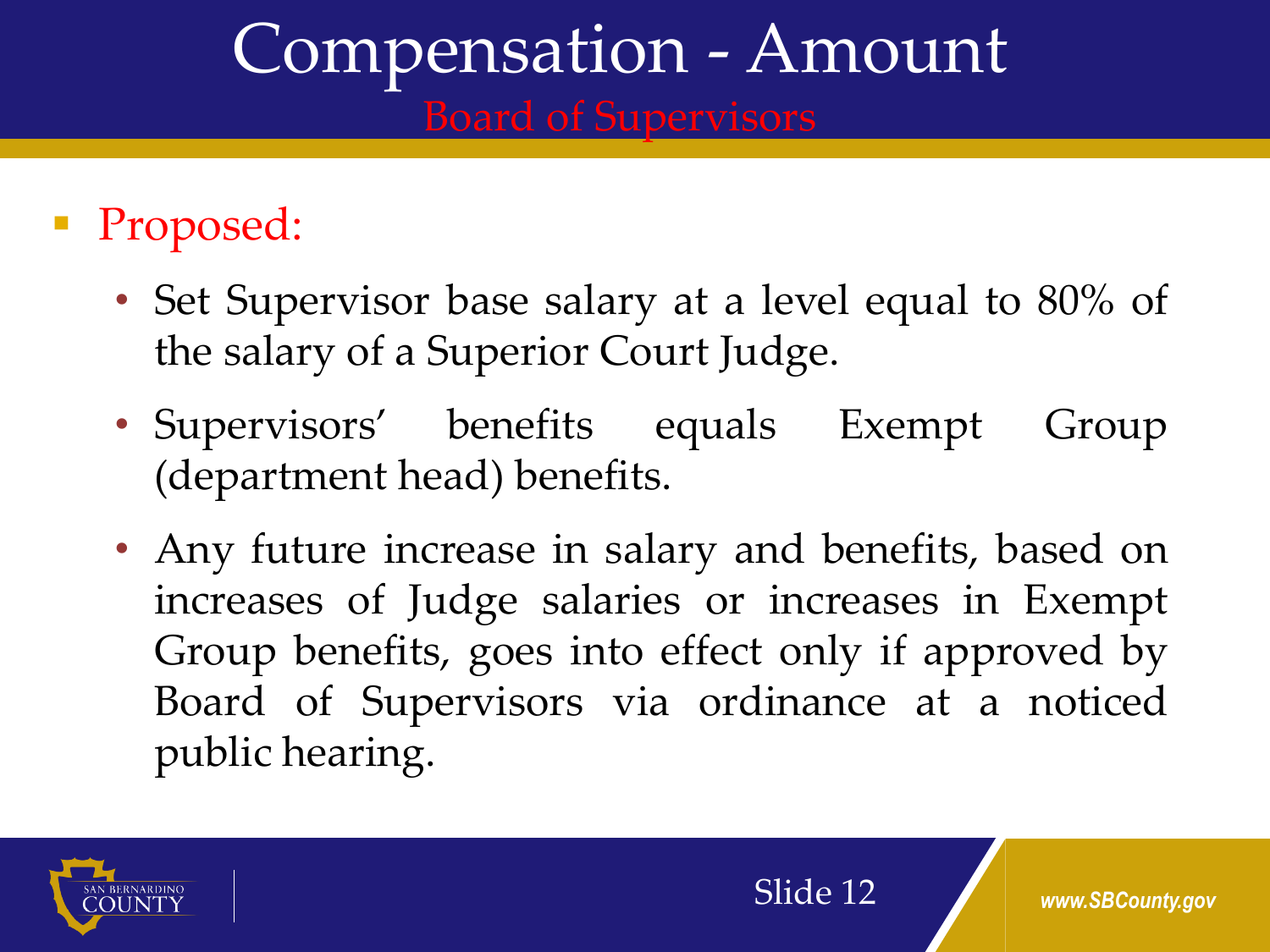# Compensation - Amount

## Board of Supervisors

- Proposed:
  - Set Supervisor base salary at a level equal to 80% of the salary of a Superior Court Judge.
  - Supervisors' benefits equals Exempt Group (department head) benefits.
  - Any future increase in salary and benefits, based on increases of Judge salaries or increases in Exempt Group benefits, goes into effect only if approved by Board of Supervisors via ordinance at a noticed public hearing.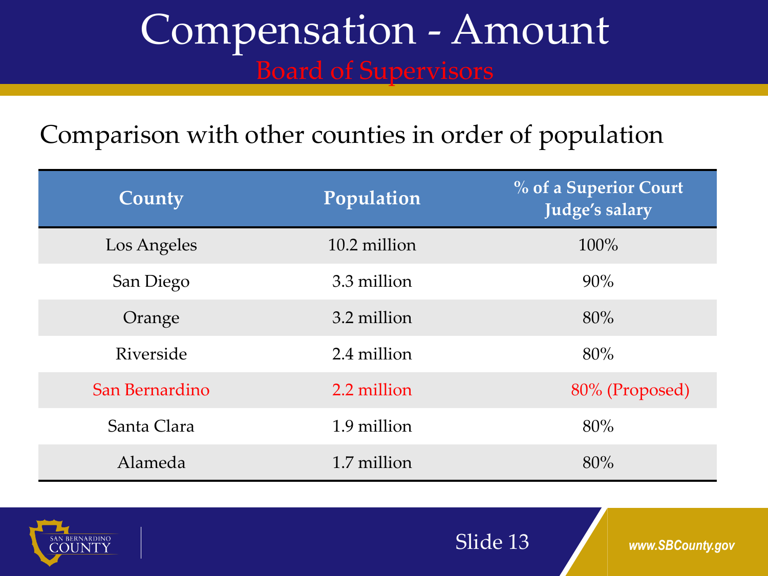# Compensation - Amount

## Board of Supervisors

Comparison with other counties in order of population

| County | Population | % of a Superior Court Judge's salary |
|---|---|---|
| Los Angeles | 10.2 million | 100% |
| San Diego | 3.3 million | 90% |
| Orange | 3.2 million | 80% |
| Riverside | 2.4 million | 80% |
| San Bernardino | 2.2 million | 80% (Proposed) |
| Santa Clara | 1.9 million | 80% |
| Alameda | 1.7 million | 80% |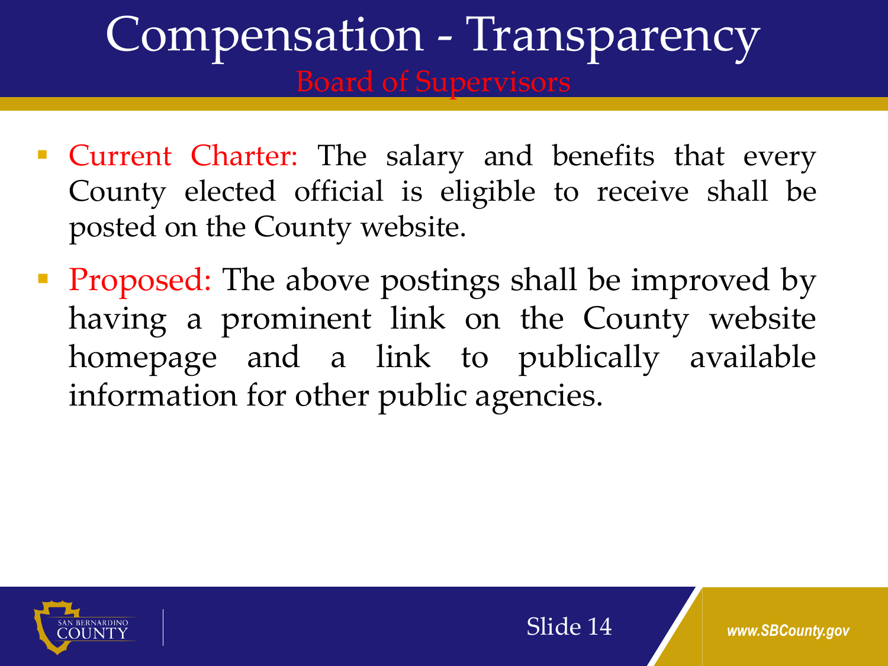# Compensation - Transparency

## Board of Supervisors

- Current Charter: The salary and benefits that every County elected official is eligible to receive shall be posted on the County website.
- Proposed: The above postings shall be improved by having a prominent link on the County website homepage and a link to publically available information for other public agencies.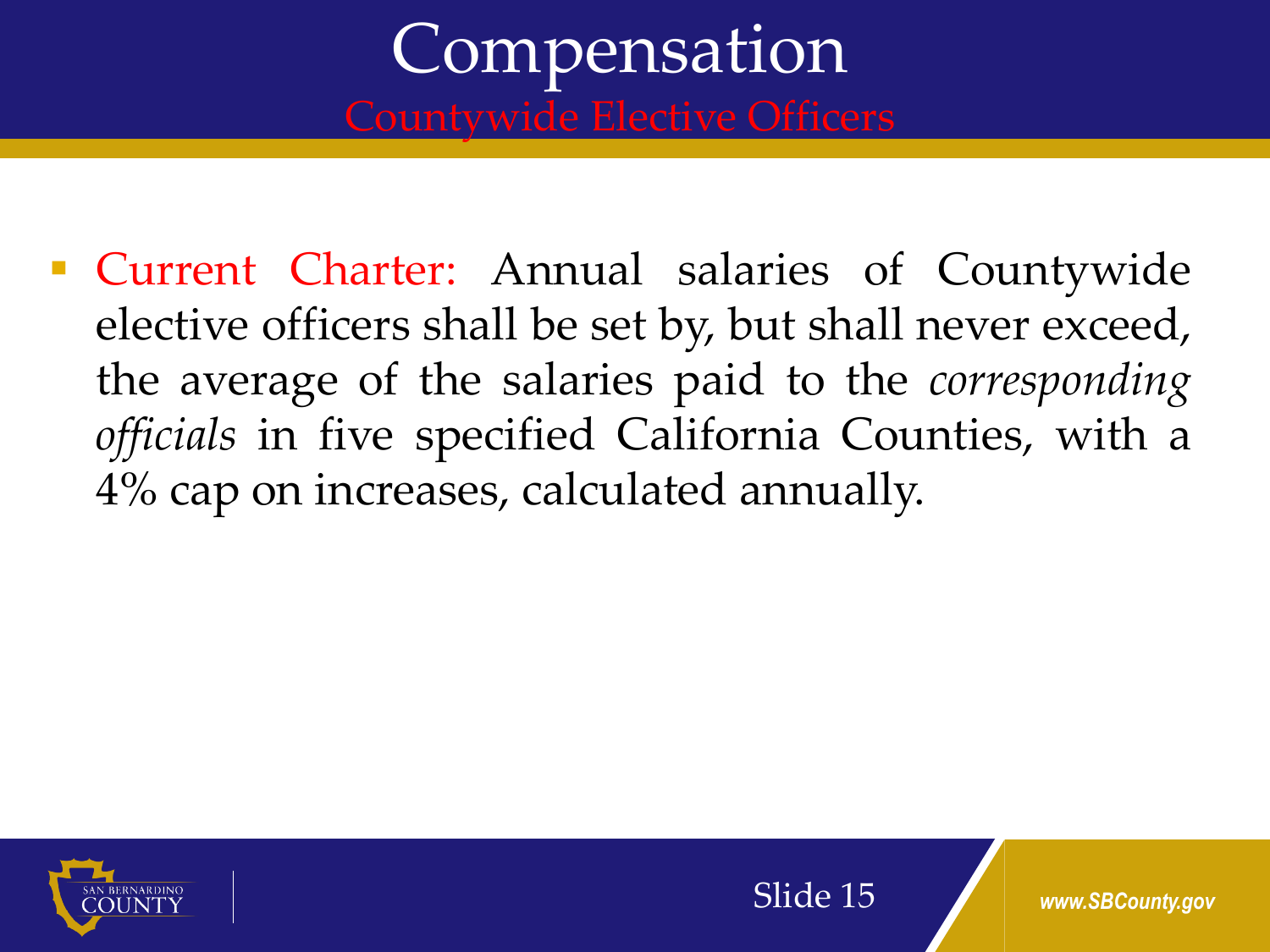# Compensation

## Countywide Elective Officers

- Current Charter: Annual salaries of Countywide elective officers shall be set by, but shall never exceed, the average of the salaries paid to the *corresponding officials* in five specified California Counties, with a 4% cap on increases, calculated annually.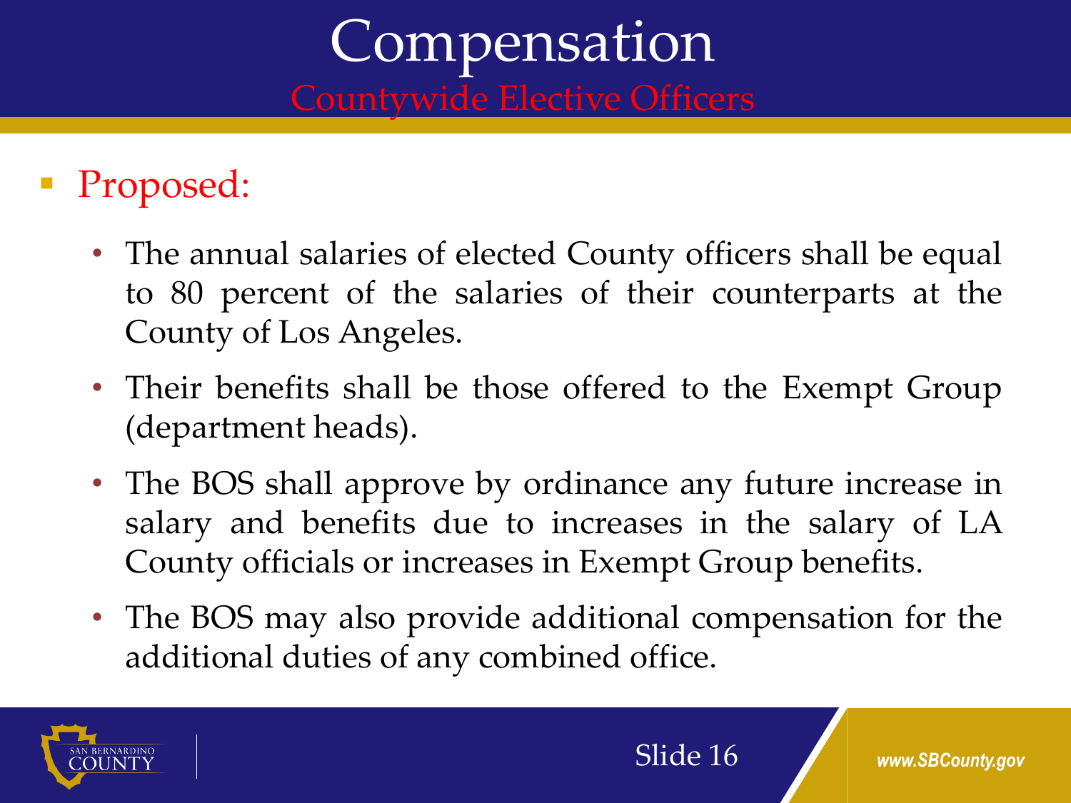# Compensation

## Countywide Elective Officers

- Proposed:
  - The annual salaries of elected County officers shall be equal to 80 percent of the salaries of their counterparts at the County of Los Angeles.
  - Their benefits shall be those offered to the Exempt Group (department heads).
  - The BOS shall approve by ordinance any future increase in salary and benefits due to increases in the salary of LA County officials or increases in Exempt Group benefits.
  - The BOS may also provide additional compensation for the additional duties of any combined office.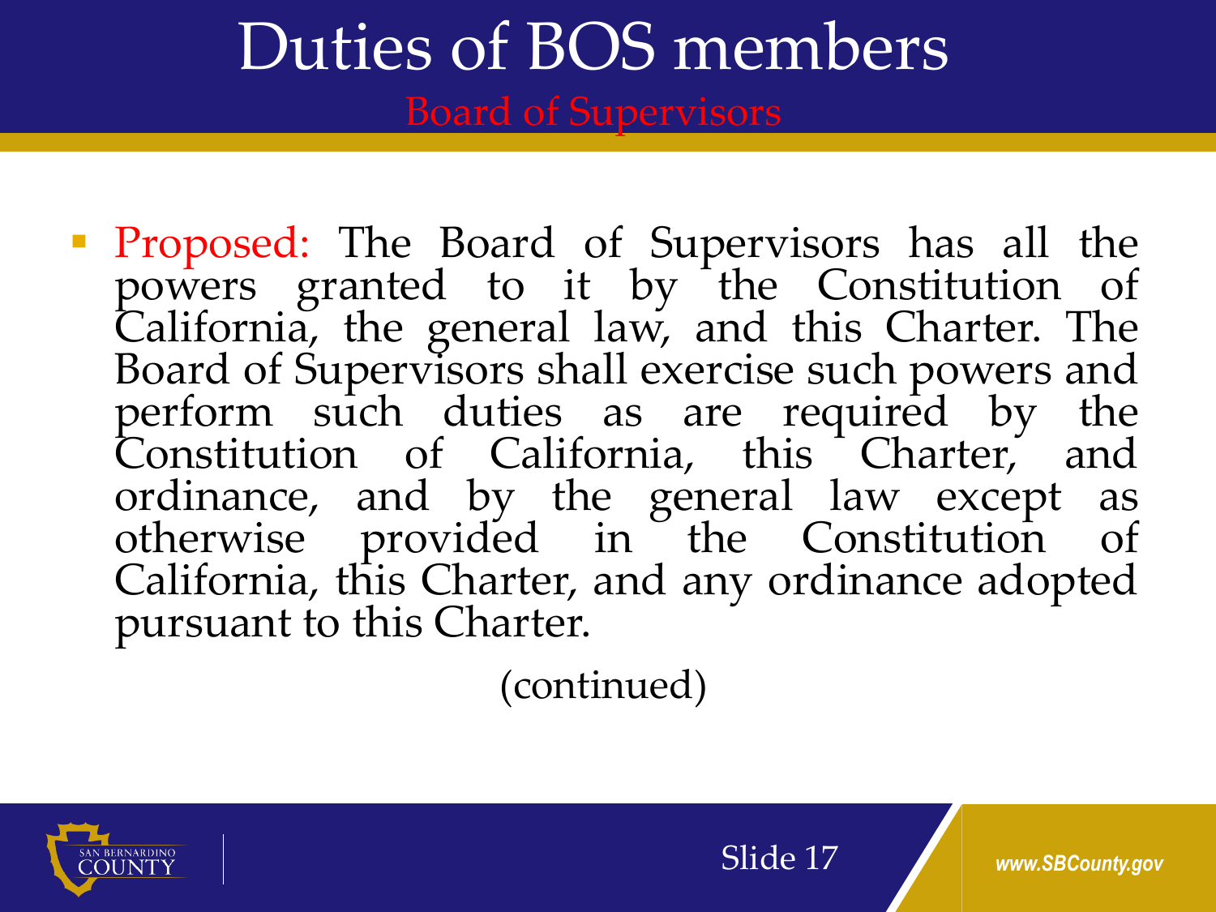# Duties of BOS members

## Board of Supervisors

- Proposed: The Board of Supervisors has all the powers granted to it by the Constitution of California, the general law, and this Charter. The Board of Supervisors shall exercise such powers and perform such duties as are required by the Constitution of California, this Charter, and ordinance, and by the general law except as otherwise provided in the Constitution of California, this Charter, and any ordinance adopted pursuant to this Charter.

(continued)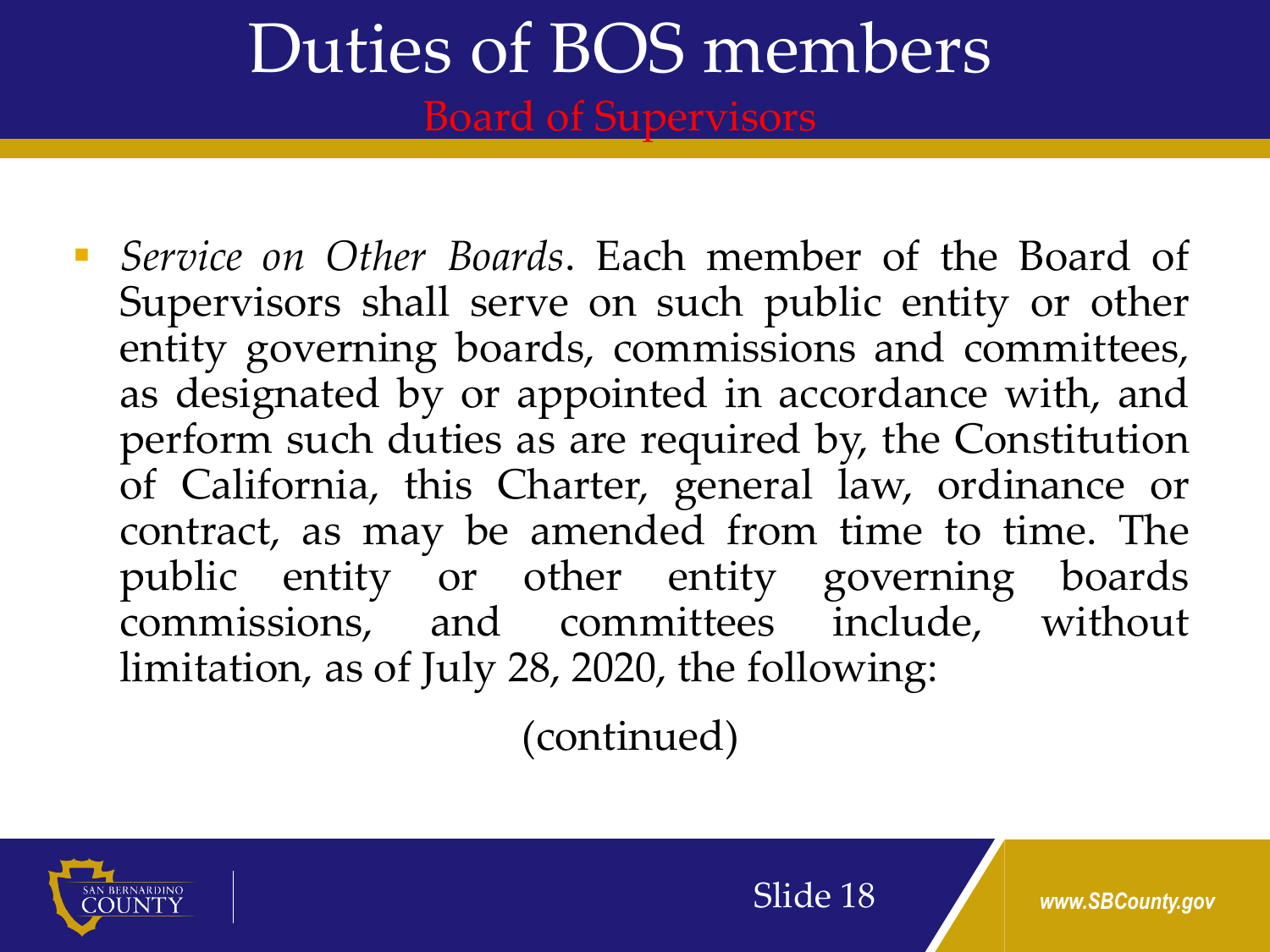# Duties of BOS members

## Board of Supervisors

- *Service on Other Boards*. Each member of the Board of Supervisors shall serve on such public entity or other entity governing boards, commissions and committees, as designated by or appointed in accordance with, and perform such duties as are required by, the Constitution of California, this Charter, general law, ordinance or contract, as may be amended from time to time. The public entity or other entity governing boards commissions, and committees include, without limitation, as of July 28, 2020, the following:

(continued)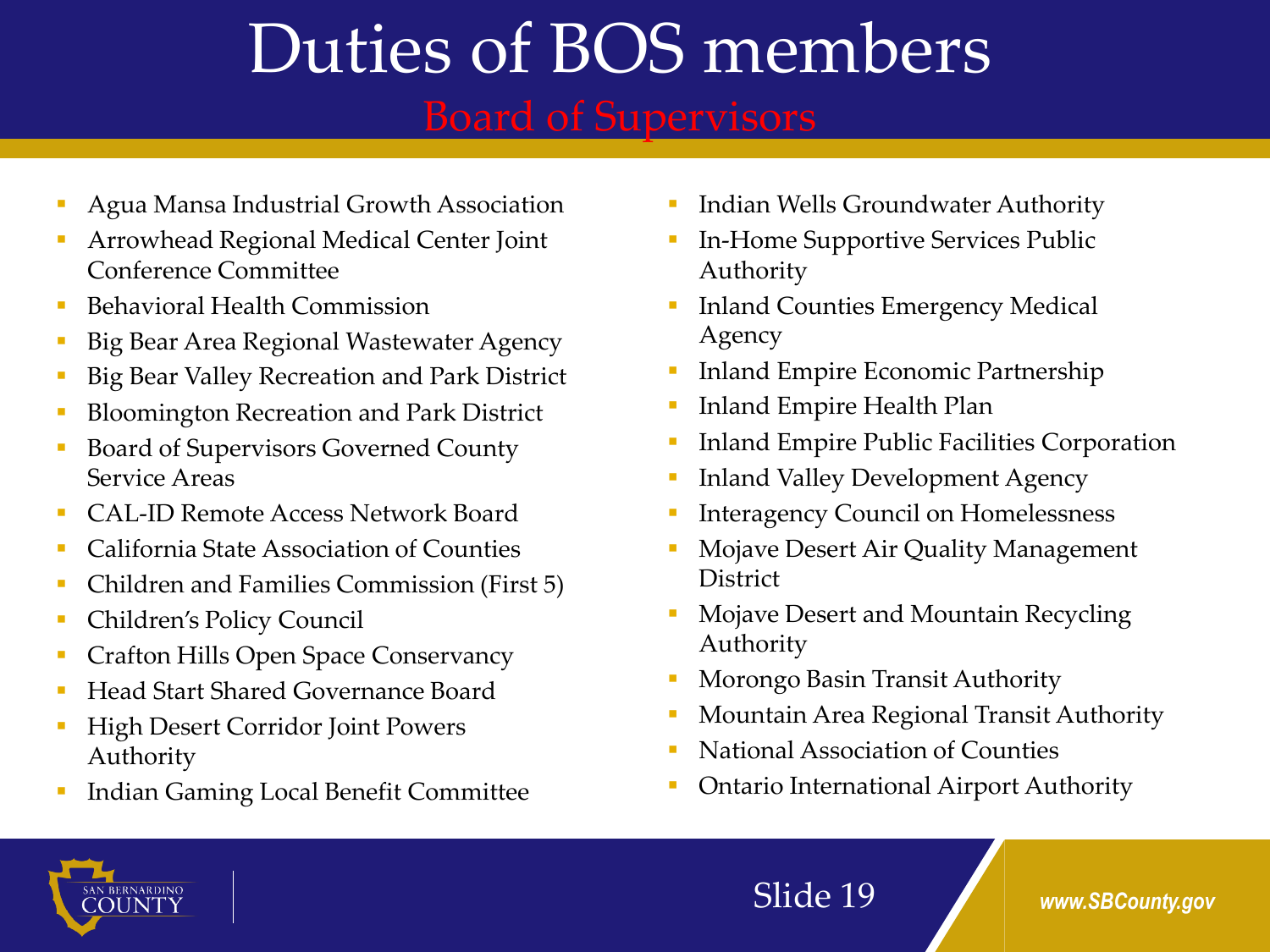# Duties of BOS members

## Board of Supervisors

- Agua Mansa Industrial Growth Association
- Arrowhead Regional Medical Center Joint Conference Committee
- Behavioral Health Commission
- Big Bear Area Regional Wastewater Agency
- Big Bear Valley Recreation and Park District
- Bloomington Recreation and Park District
- Board of Supervisors Governed County Service Areas
- CAL-ID Remote Access Network Board
- California State Association of Counties
- Children and Families Commission (First 5)
- Children's Policy Council
- Crafton Hills Open Space Conservancy
- Head Start Shared Governance Board
- High Desert Corridor Joint Powers Authority
- Indian Gaming Local Benefit Committee
- Indian Wells Groundwater Authority
- In-Home Supportive Services Public Authority
- Inland Counties Emergency Medical Agency
- Inland Empire Economic Partnership
- Inland Empire Health Plan
- Inland Empire Public Facilities Corporation
- Inland Valley Development Agency
- Interagency Council on Homelessness
- Mojave Desert Air Quality Management District
- Mojave Desert and Mountain Recycling Authority
- Morongo Basin Transit Authority
- Mountain Area Regional Transit Authority
- National Association of Counties
- Ontario International Airport Authority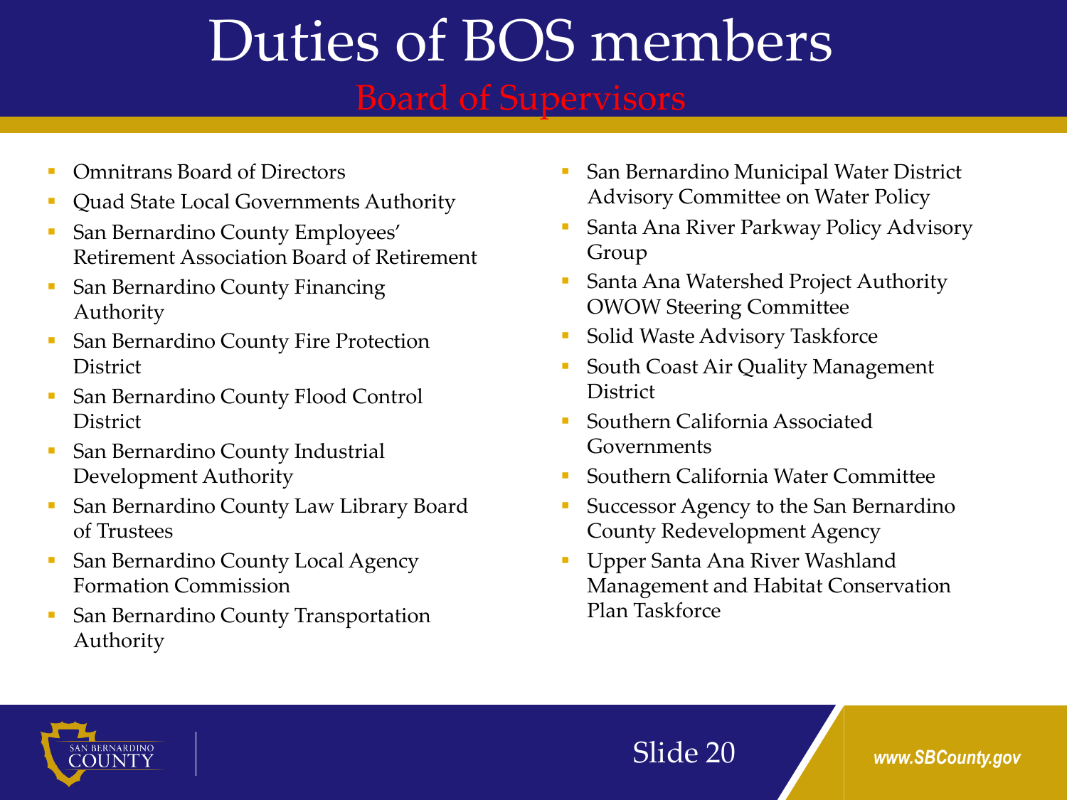# Duties of BOS members

## Board of Supervisors

- Omnitrans Board of Directors
- Quad State Local Governments Authority
- San Bernardino County Employees' Retirement Association Board of Retirement
- San Bernardino County Financing Authority
- San Bernardino County Fire Protection District
- San Bernardino County Flood Control District
- San Bernardino County Industrial Development Authority
- San Bernardino County Law Library Board of Trustees
- San Bernardino County Local Agency Formation Commission
- San Bernardino County Transportation Authority
- San Bernardino Municipal Water District Advisory Committee on Water Policy
- Santa Ana River Parkway Policy Advisory Group
- Santa Ana Watershed Project Authority OWOW Steering Committee
- Solid Waste Advisory Taskforce
- South Coast Air Quality Management District
- Southern California Associated Governments
- Southern California Water Committee
- Successor Agency to the San Bernardino County Redevelopment Agency
- Upper Santa Ana River Washland Management and Habitat Conservation Plan Taskforce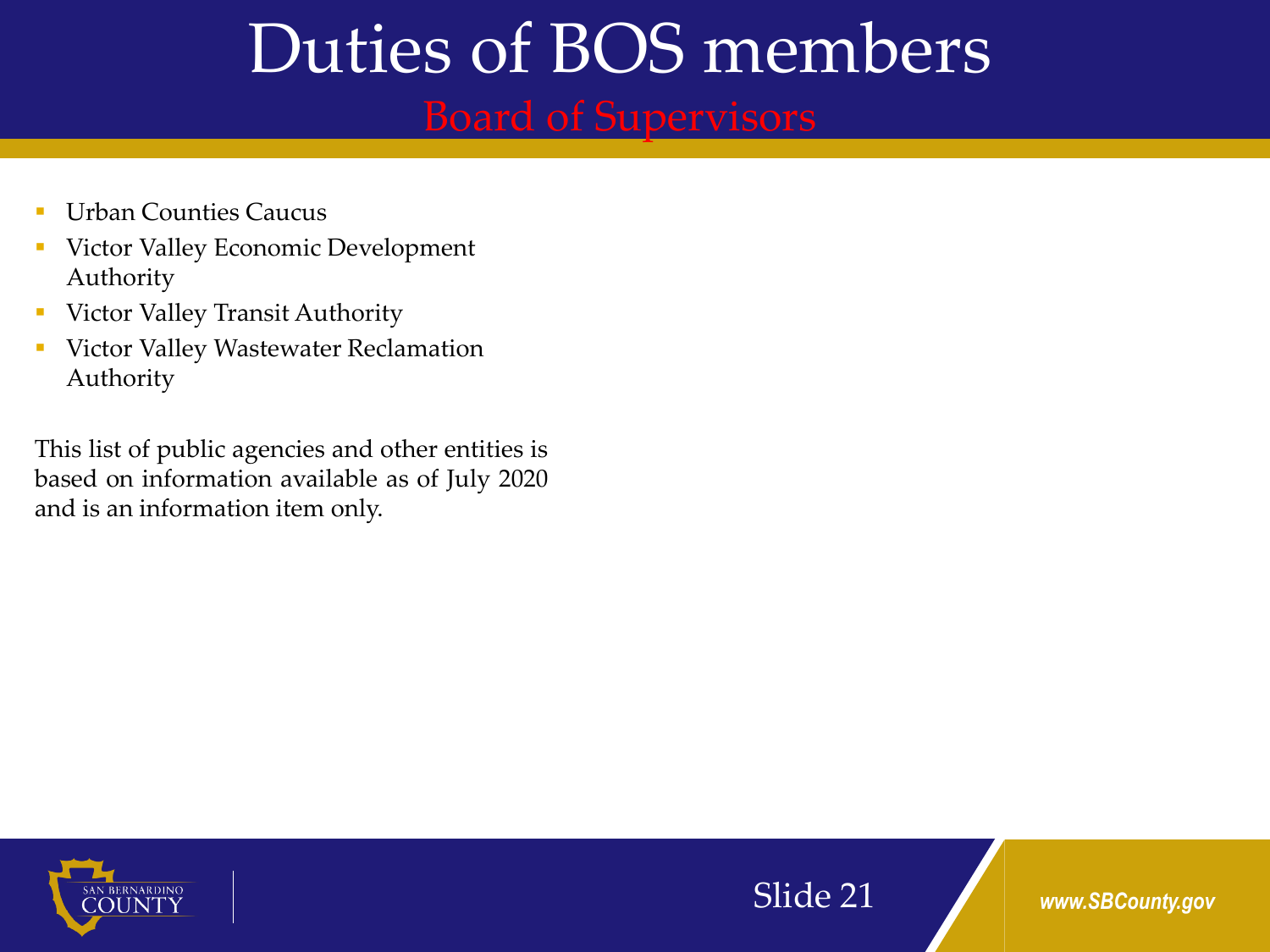# Duties of BOS members

## Board of Supervisors

- Urban Counties Caucus
- Victor Valley Economic Development Authority
- Victor Valley Transit Authority
- Victor Valley Wastewater Reclamation Authority

This list of public agencies and other entities is based on information available as of July 2020 and is an information item only.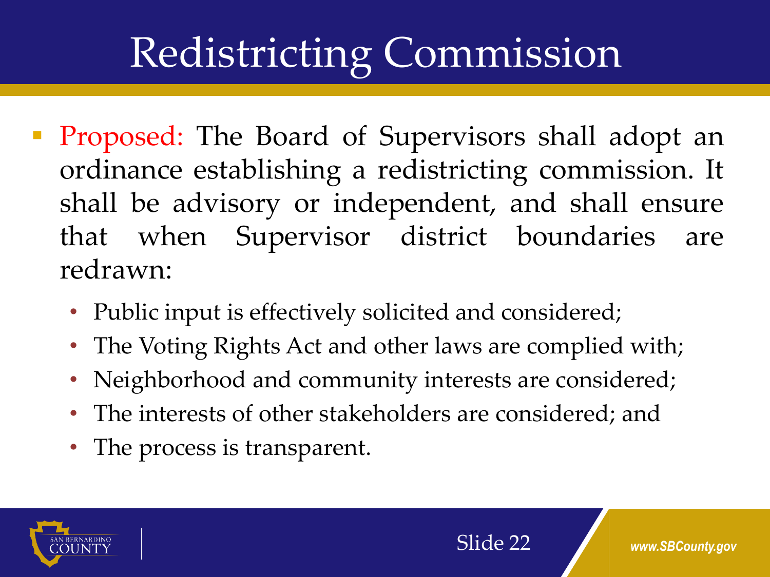# Redistricting Commission

- Proposed: The Board of Supervisors shall adopt an ordinance establishing a redistricting commission. It shall be advisory or independent, and shall ensure that when Supervisor district boundaries are redrawn:
  - Public input is effectively solicited and considered;
  - The Voting Rights Act and other laws are complied with;
  - Neighborhood and community interests are considered;
  - The interests of other stakeholders are considered; and
  - The process is transparent.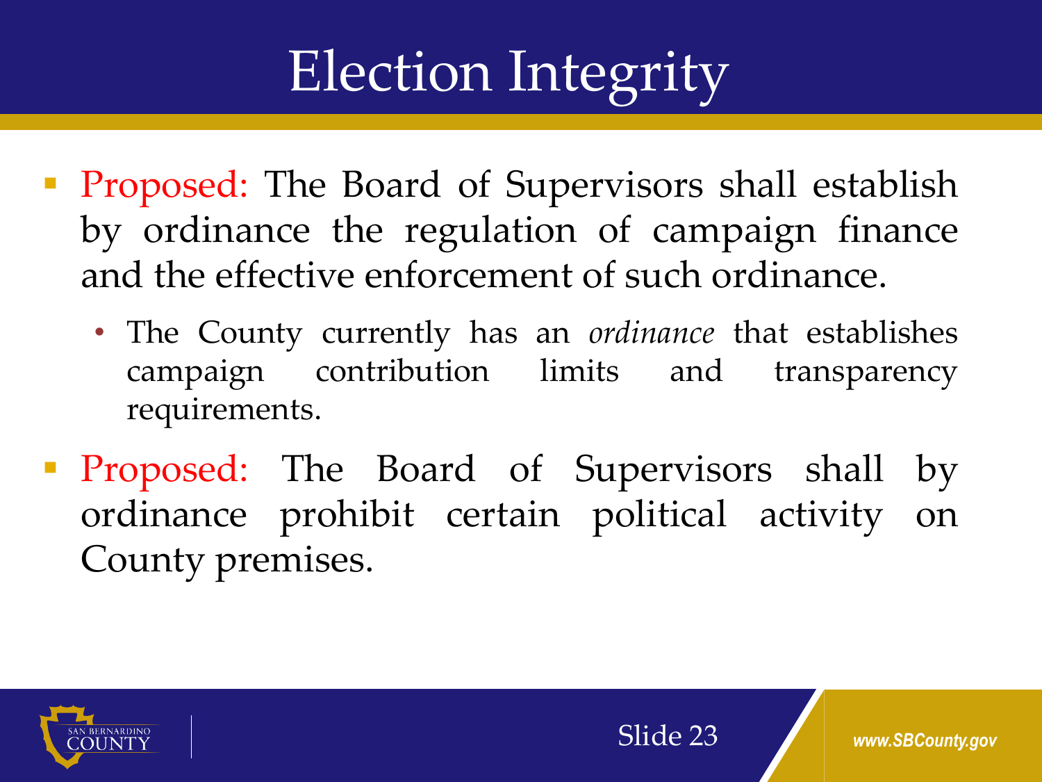# Election Integrity

- Proposed: The Board of Supervisors shall establish by ordinance the regulation of campaign finance and the effective enforcement of such ordinance.
  - The County currently has an *ordinance* that establishes campaign contribution limits and transparency requirements.
- Proposed: The Board of Supervisors shall by ordinance prohibit certain political activity on County premises.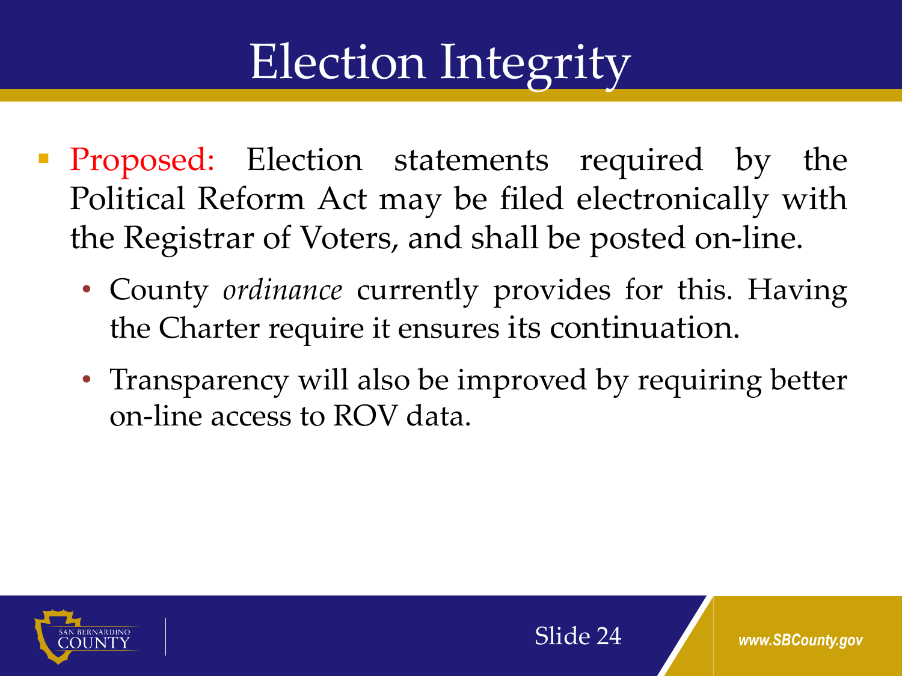# Election Integrity

- Proposed: Election statements required by the Political Reform Act may be filed electronically with the Registrar of Voters, and shall be posted on-line.
  - County *ordinance* currently provides for this. Having the Charter require it ensures its continuation.
  - Transparency will also be improved by requiring better on-line access to ROV data.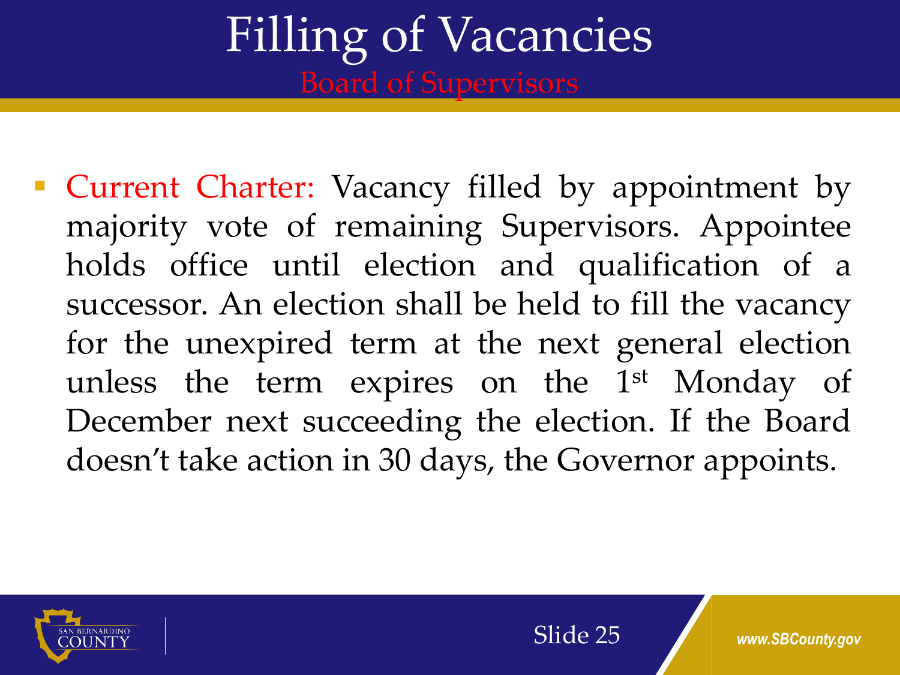# Filling of Vacancies

## Board of Supervisors

- Current Charter: Vacancy filled by appointment by majority vote of remaining Supervisors. Appointee holds office until election and qualification of a successor. An election shall be held to fill the vacancy for the unexpired term at the next general election unless the term expires on the 1st Monday of December next succeeding the election. If the Board doesn't take action in 30 days, the Governor appoints.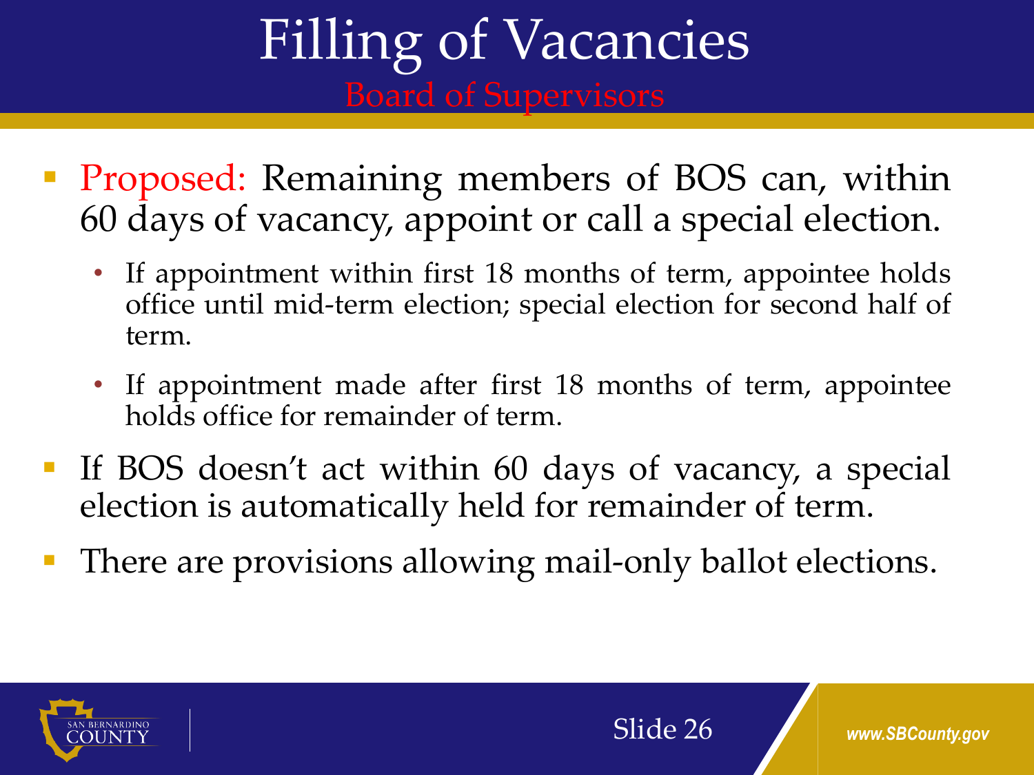# Filling of Vacancies

## Board of Supervisors

- Proposed: Remaining members of BOS can, within 60 days of vacancy, appoint or call a special election.
  - If appointment within first 18 months of term, appointee holds office until mid-term election; special election for second half of term.
  - If appointment made after first 18 months of term, appointee holds office for remainder of term.
- If BOS doesn't act within 60 days of vacancy, a special election is automatically held for remainder of term.
- There are provisions allowing mail-only ballot elections.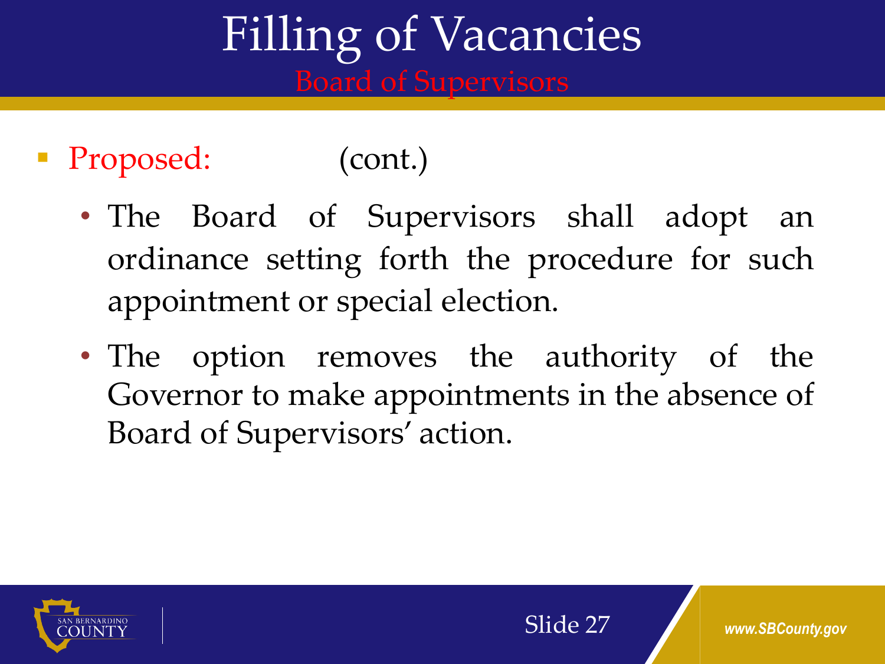# Filling of Vacancies

## Board of Supervisors

- Proposed: (cont.)
  - The Board of Supervisors shall adopt an ordinance setting forth the procedure for such appointment or special election.
  - The option removes the authority of the Governor to make appointments in the absence of Board of Supervisors' action.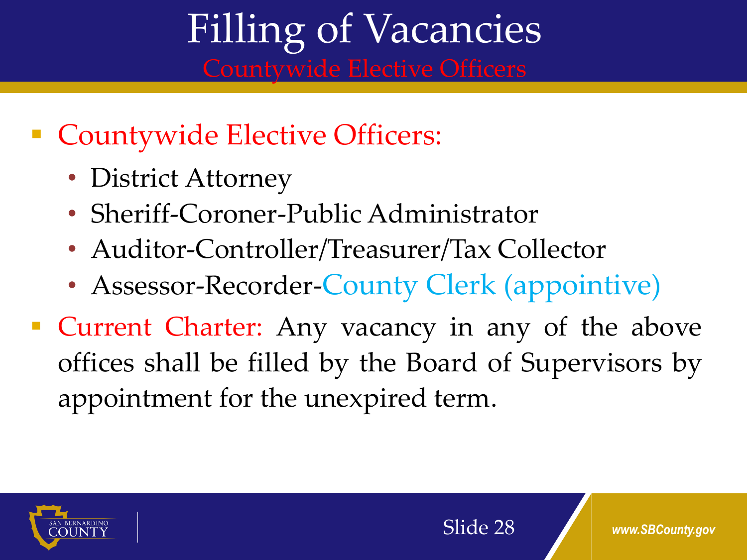# Filling of Vacancies

## Countywide Elective Officers

- Countywide Elective Officers:
  - District Attorney
  - Sheriff-Coroner-Public Administrator
  - Auditor-Controller/Treasurer/Tax Collector
  - Assessor-Recorder-County Clerk (appointive)
- Current Charter: Any vacancy in any of the above offices shall be filled by the Board of Supervisors by appointment for the unexpired term.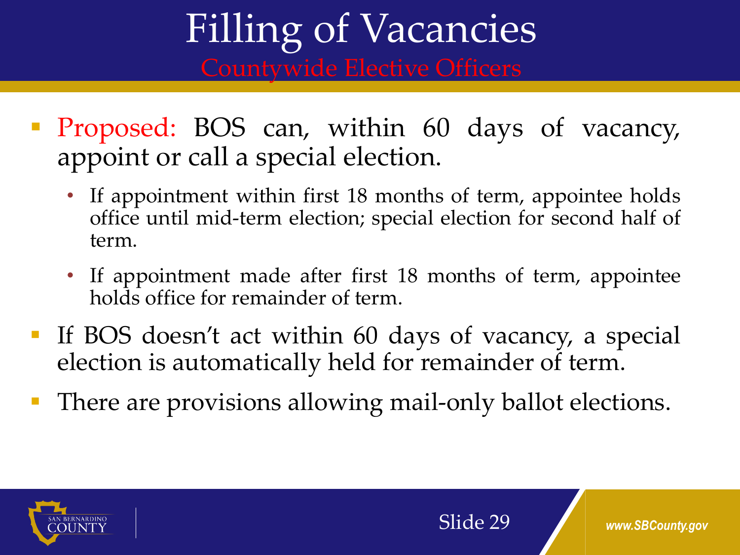# Filling of Vacancies

## Countywide Elective Officers

- Proposed: BOS can, within 60 days of vacancy, appoint or call a special election.
  - If appointment within first 18 months of term, appointee holds office until mid-term election; special election for second half of term.
  - If appointment made after first 18 months of term, appointee holds office for remainder of term.
- If BOS doesn't act within 60 days of vacancy, a special election is automatically held for remainder of term.
- There are provisions allowing mail-only ballot elections.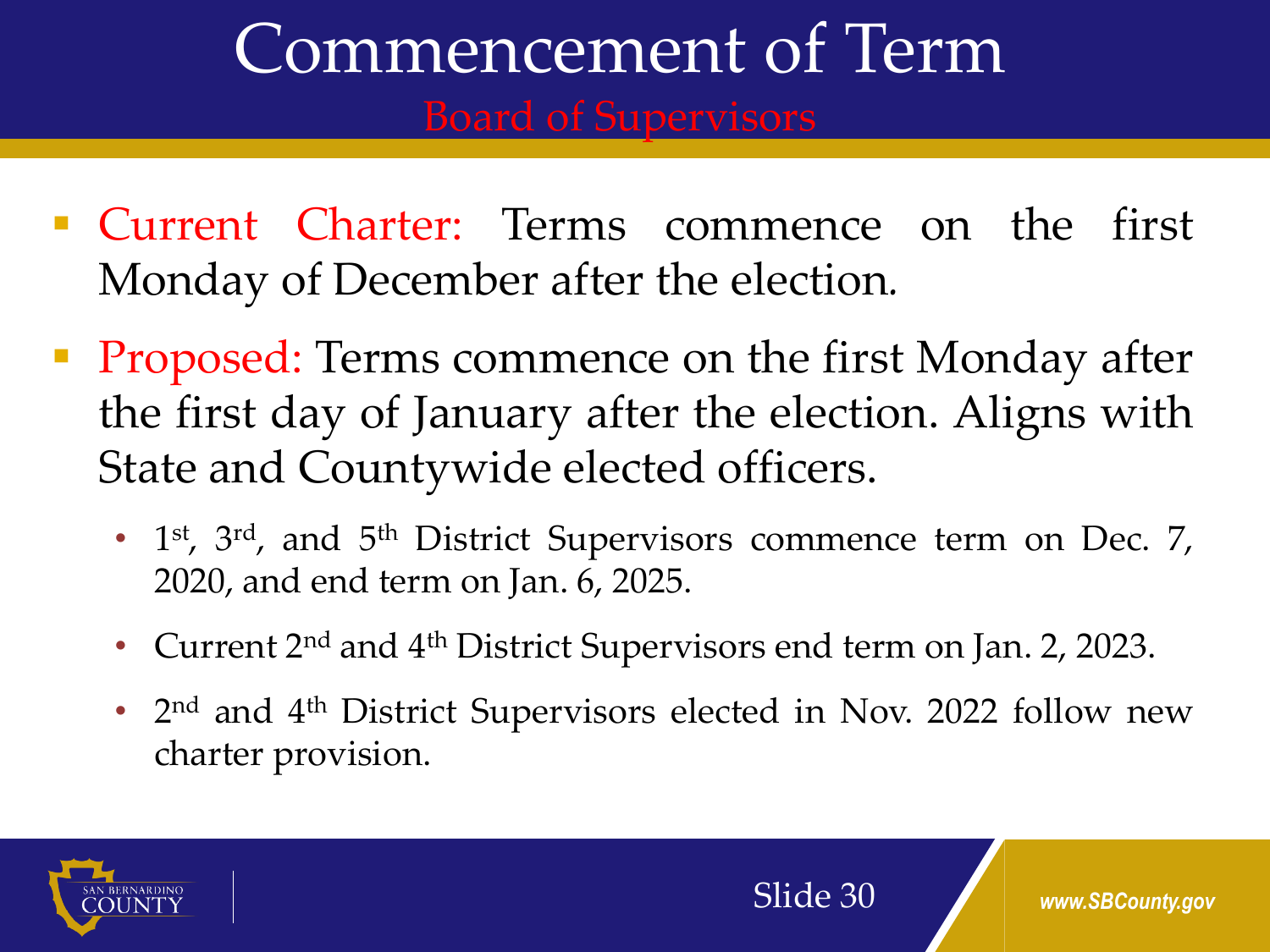# Commencement of Term

## Board of Supervisors

- Current Charter: Terms commence on the first Monday of December after the election.
- Proposed: Terms commence on the first Monday after the first day of January after the election. Aligns with State and Countywide elected officers.
  - 1st, 3rd, and 5th District Supervisors commence term on Dec. 7, 2020, and end term on Jan. 6, 2025.
  - Current 2nd and 4th District Supervisors end term on Jan. 2, 2023.
  - 2nd and 4th District Supervisors elected in Nov. 2022 follow new charter provision.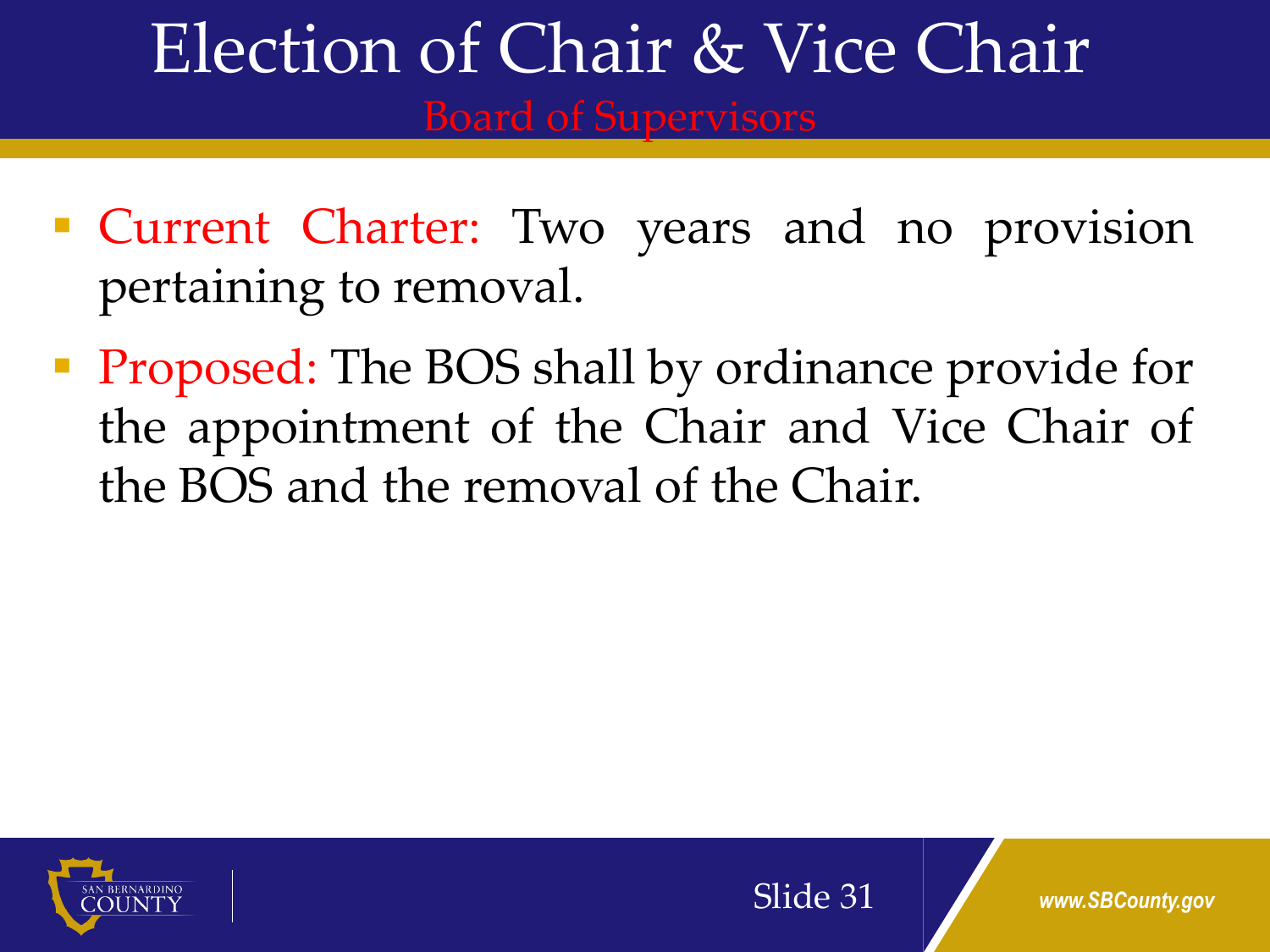# Election of Chair & Vice Chair

## Board of Supervisors

- Current Charter: Two years and no provision pertaining to removal.
- Proposed: The BOS shall by ordinance provide for the appointment of the Chair and Vice Chair of the BOS and the removal of the Chair.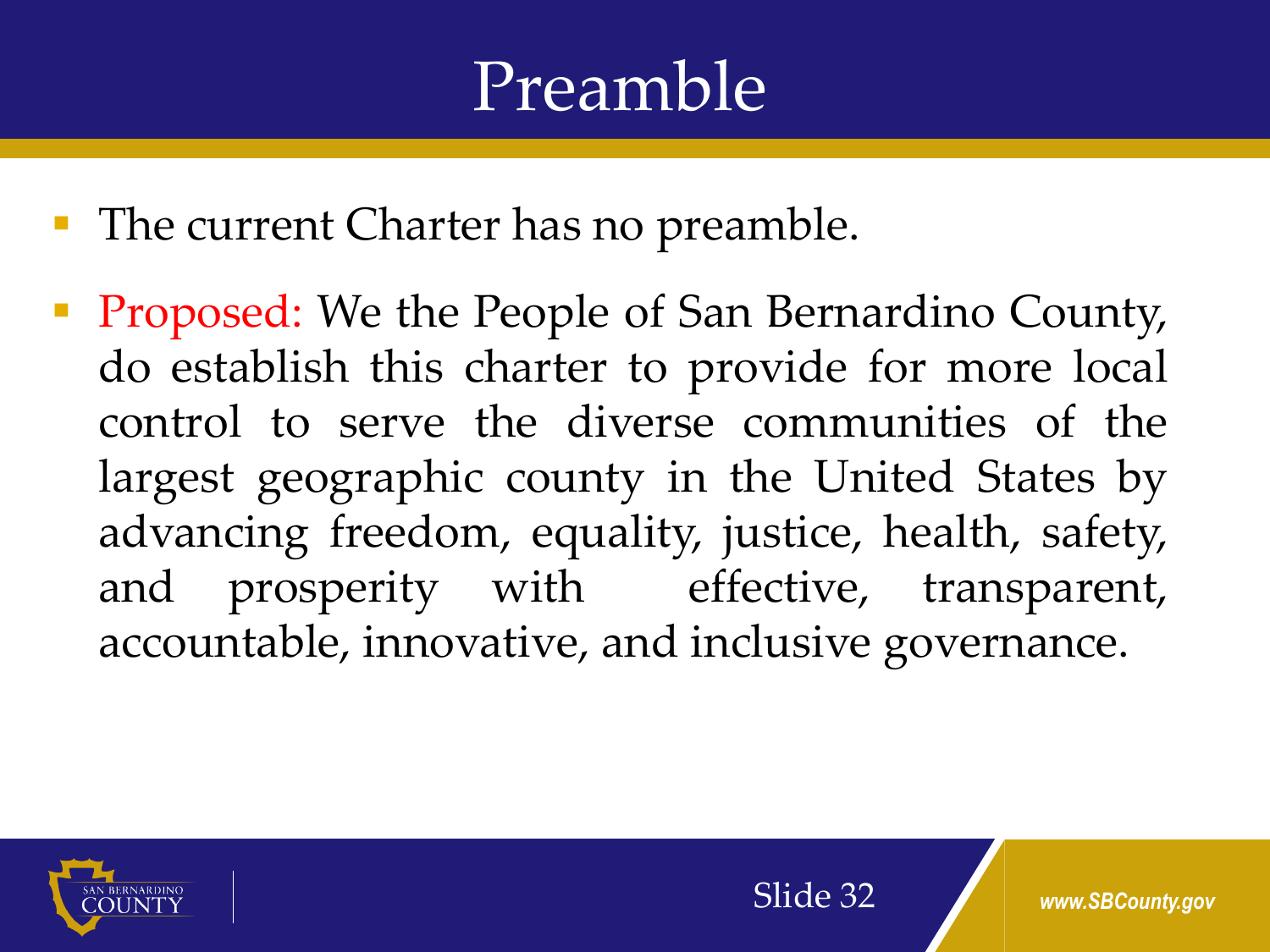# Preamble

- The current Charter has no preamble.
- Proposed: We the People of San Bernardino County, do establish this charter to provide for more local control to serve the diverse communities of the largest geographic county in the United States by advancing freedom, equality, justice, health, safety, and prosperity with effective, transparent, accountable, innovative, and inclusive governance.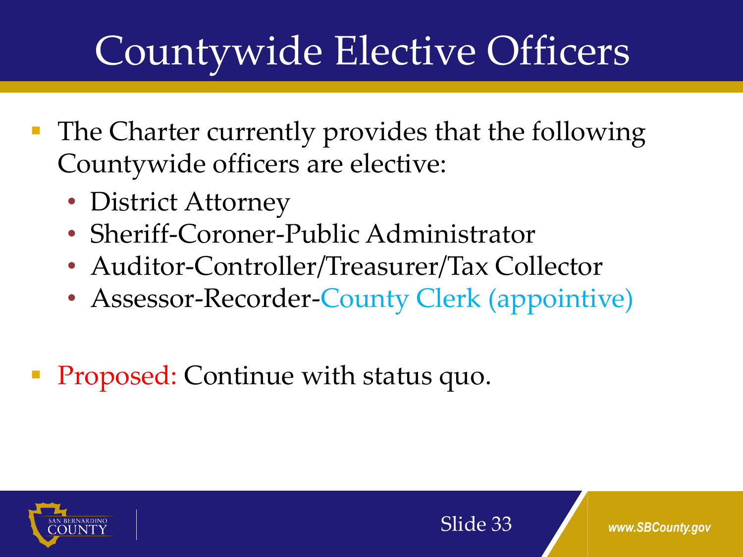# Countywide Elective Officers

- The Charter currently provides that the following Countywide officers are elective:
  - District Attorney
  - Sheriff-Coroner-Public Administrator
  - Auditor-Controller/Treasurer/Tax Collector
  - Assessor-Recorder-County Clerk (appointive)

- Proposed: Continue with status quo.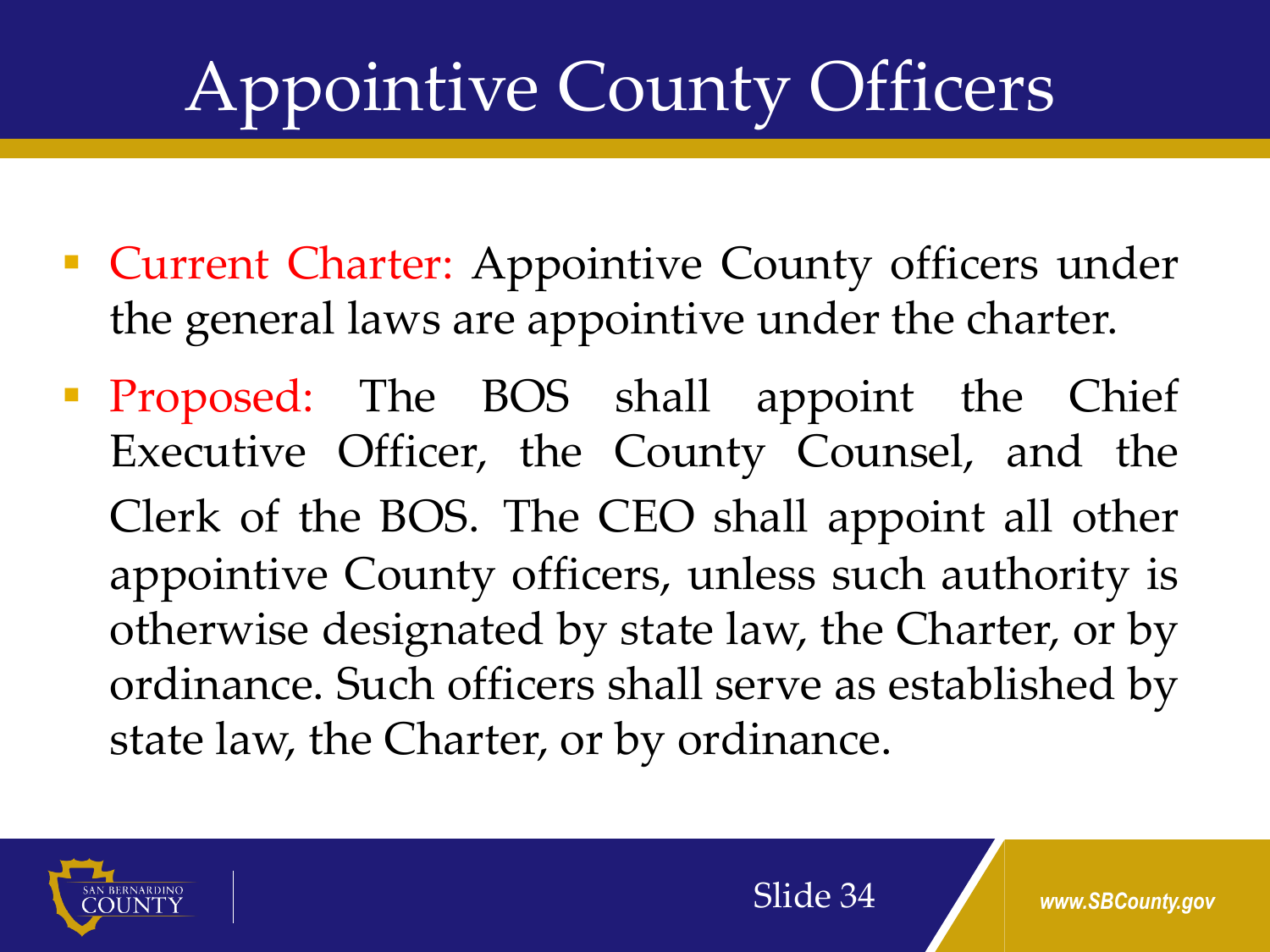# Appointive County Officers

- Current Charter: Appointive County officers under the general laws are appointive under the charter.
- Proposed: The BOS shall appoint the Chief Executive Officer, the County Counsel, and the Clerk of the BOS. The CEO shall appoint all other appointive County officers, unless such authority is otherwise designated by state law, the Charter, or by ordinance. Such officers shall serve as established by state law, the Charter, or by ordinance.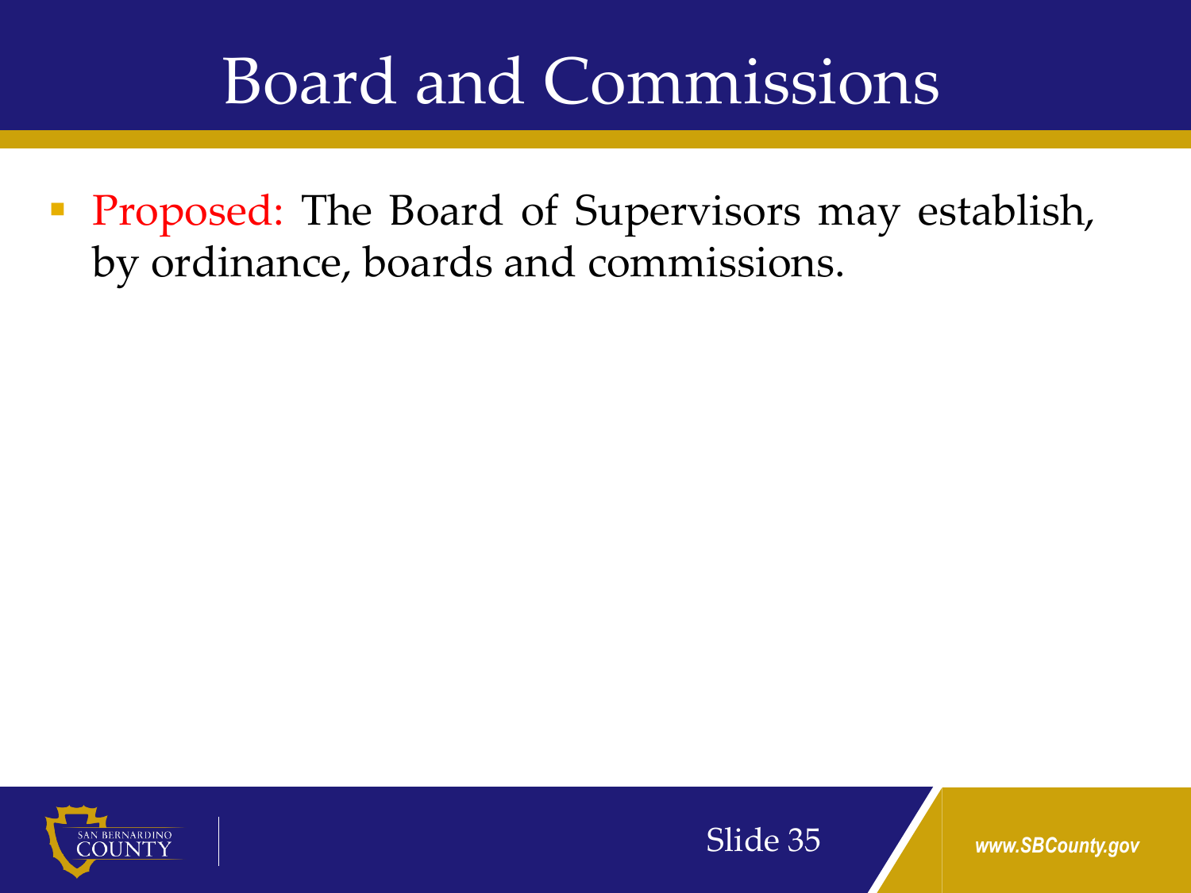# Board and Commissions

- Proposed: The Board of Supervisors may establish, by ordinance, boards and commissions.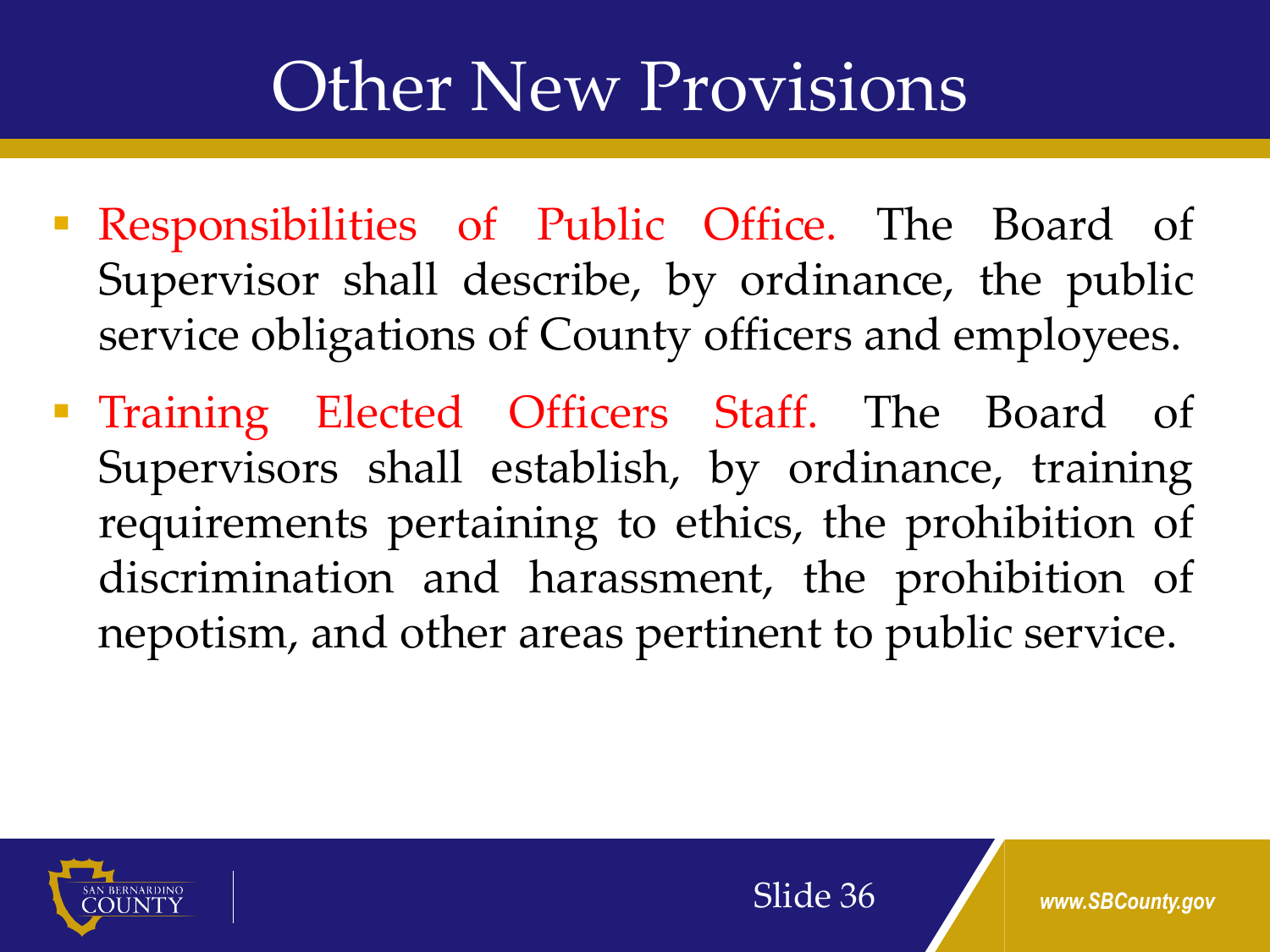# Other New Provisions

- Responsibilities of Public Office. The Board of Supervisor shall describe, by ordinance, the public service obligations of County officers and employees.
- Training Elected Officers Staff. The Board of Supervisors shall establish, by ordinance, training requirements pertaining to ethics, the prohibition of discrimination and harassment, the prohibition of nepotism, and other areas pertinent to public service.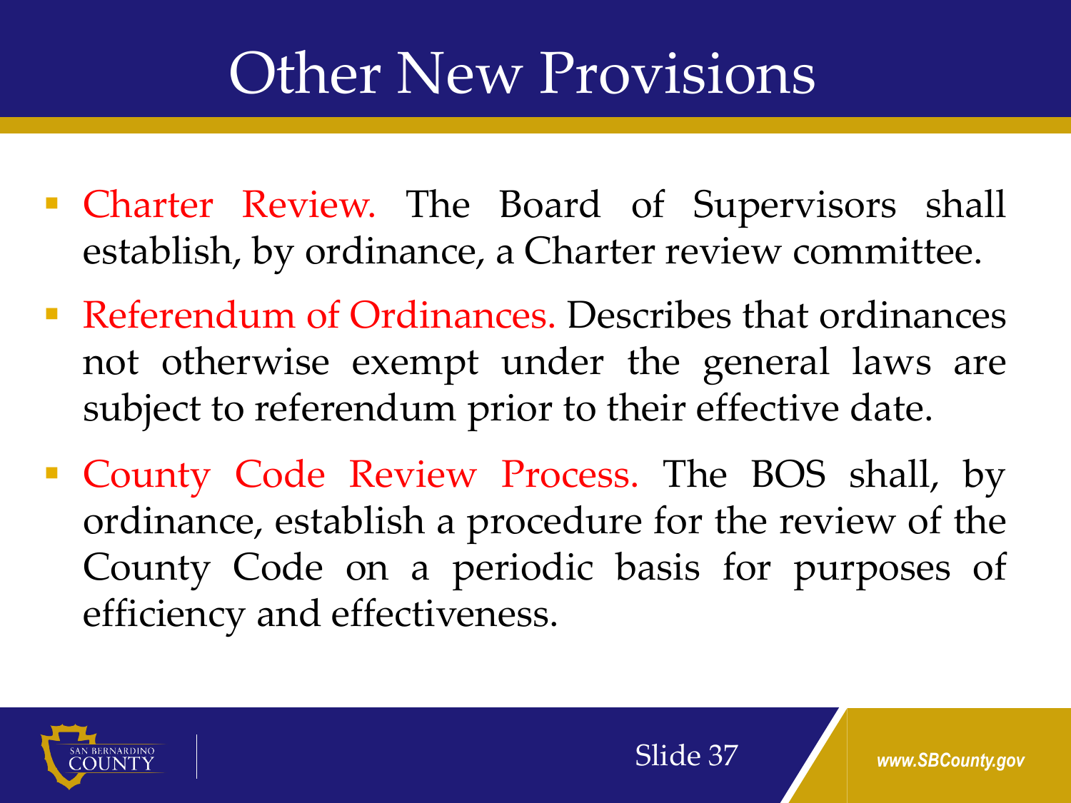# Other New Provisions

- Charter Review. The Board of Supervisors shall establish, by ordinance, a Charter review committee.
- Referendum of Ordinances. Describes that ordinances not otherwise exempt under the general laws are subject to referendum prior to their effective date.
- County Code Review Process. The BOS shall, by ordinance, establish a procedure for the review of the County Code on a periodic basis for purposes of efficiency and effectiveness.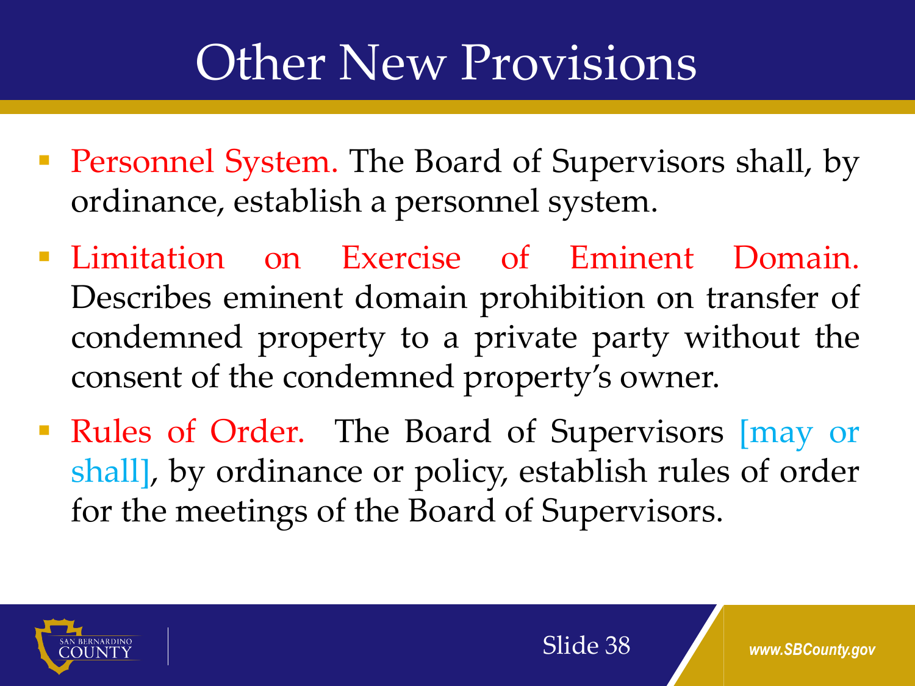# Other New Provisions

- Personnel System. The Board of Supervisors shall, by ordinance, establish a personnel system.
- Limitation on Exercise of Eminent Domain. Describes eminent domain prohibition on transfer of condemned property to a private party without the consent of the condemned property's owner.
- Rules of Order. The Board of Supervisors [may or shall], by ordinance or policy, establish rules of order for the meetings of the Board of Supervisors.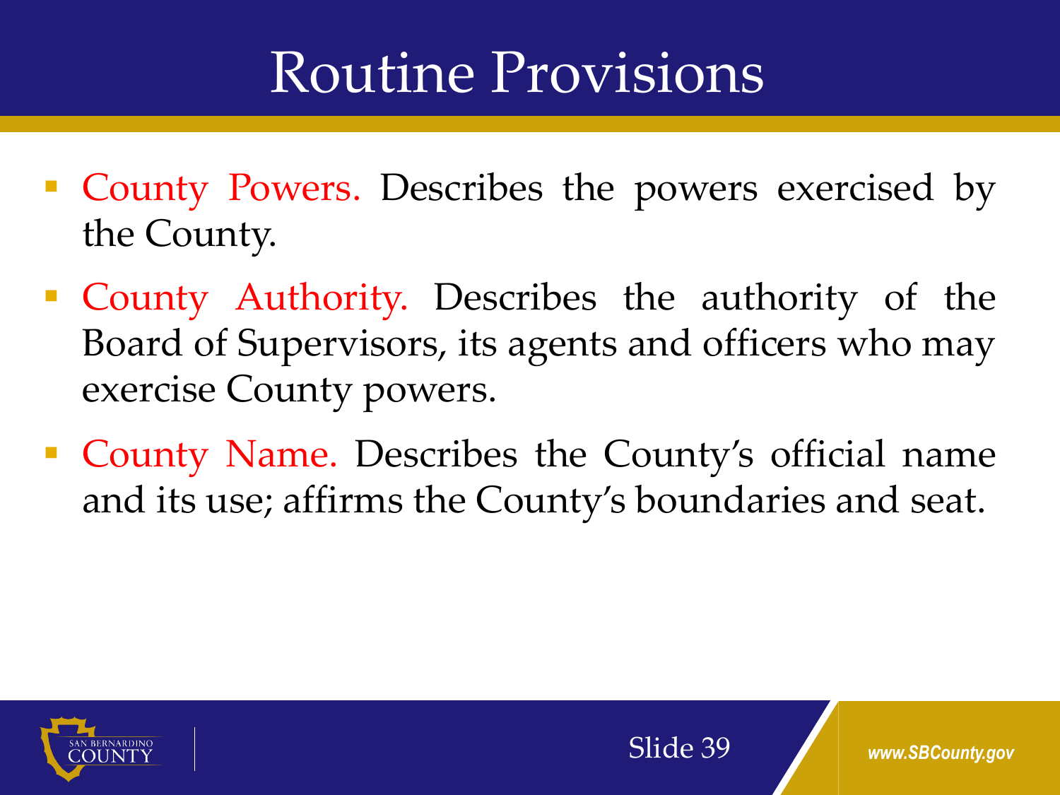# Routine Provisions

- **County Powers.** Describes the powers exercised by the County.
- **County Authority.** Describes the authority of the Board of Supervisors, its agents and officers who may exercise County powers.
- **County Name.** Describes the County's official name and its use; affirms the County's boundaries and seat.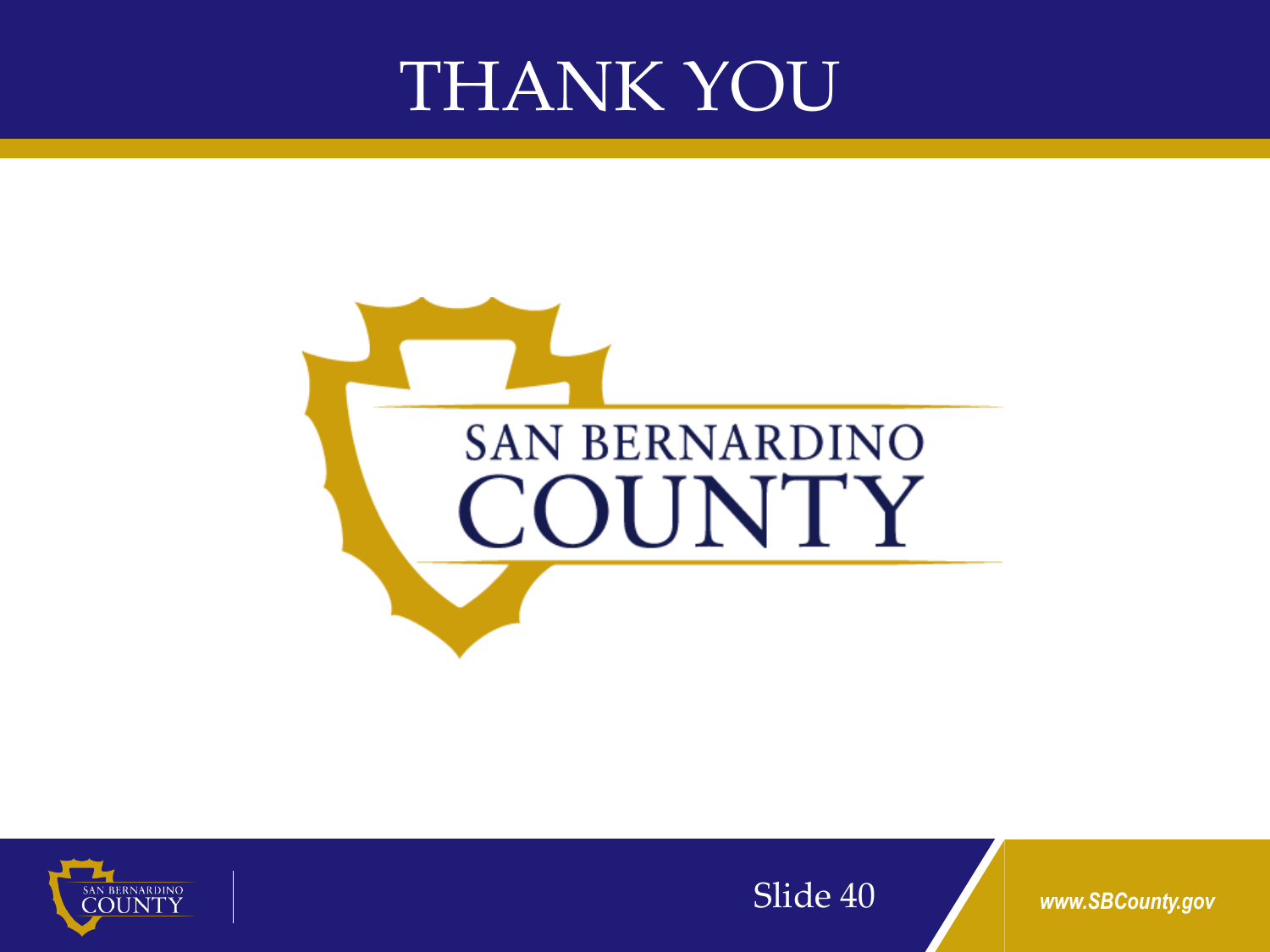# THANK YOU

SAN BERNARDINO
COUNTY